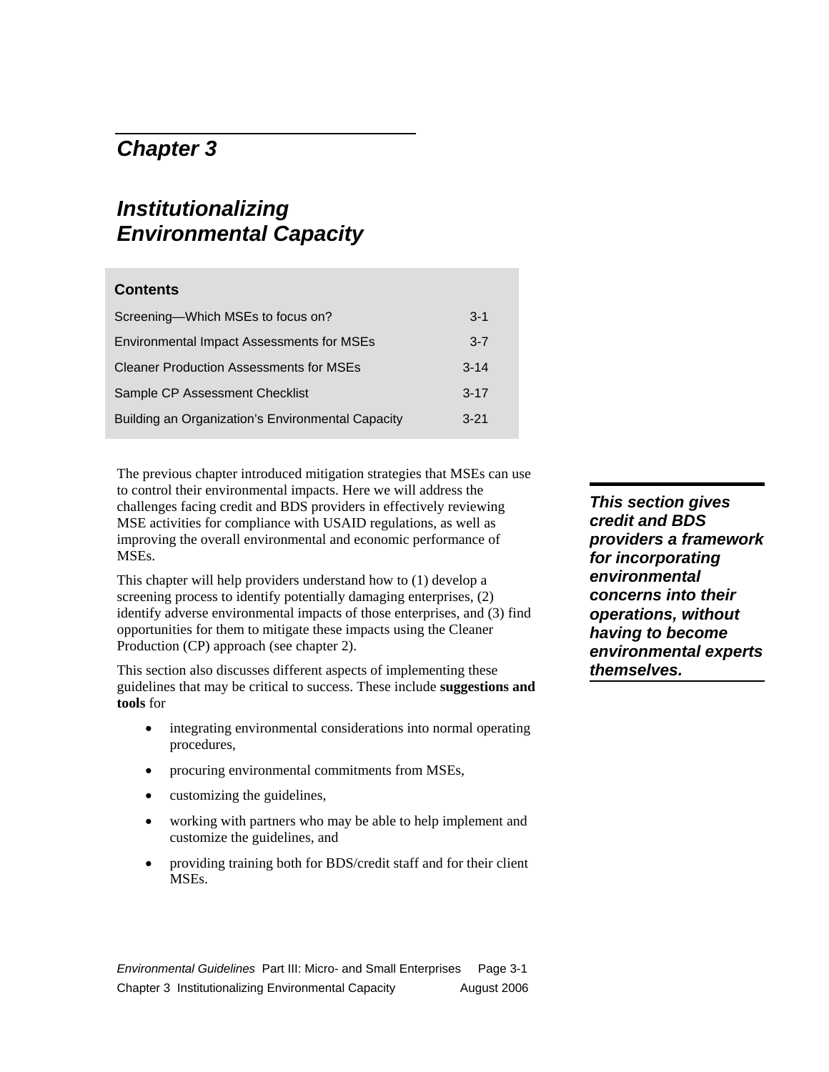# Chapter 3

## Institutionalizing Environmental Capacity

**Contents**

| | |
|---|---|
| Screening—Which MSEs to focus on? | 3-1 |
| Environmental Impact Assessments for MSEs | 3-7 |
| Cleaner Production Assessments for MSEs | 3-14 |
| Sample CP Assessment Checklist | 3-17 |
| Building an Organization's Environmental Capacity | 3-21 |

The previous chapter introduced mitigation strategies that MSEs can use to control their environmental impacts. Here we will address the challenges facing credit and BDS providers in effectively reviewing MSE activities for compliance with USAID regulations, as well as improving the overall environmental and economic performance of MSEs.

***This section gives credit and BDS providers a framework for incorporating environmental concerns into their operations, without having to become environmental experts themselves.***

This chapter will help providers understand how to (1) develop a screening process to identify potentially damaging enterprises, (2) identify adverse environmental impacts of those enterprises, and (3) find opportunities for them to mitigate these impacts using the Cleaner Production (CP) approach (see chapter 2).

This section also discusses different aspects of implementing these guidelines that may be critical to success. These include **suggestions and tools** for

- integrating environmental considerations into normal operating procedures,
- procuring environmental commitments from MSEs,
- customizing the guidelines,
- working with partners who may be able to help implement and customize the guidelines, and
- providing training both for BDS/credit staff and for their client MSEs.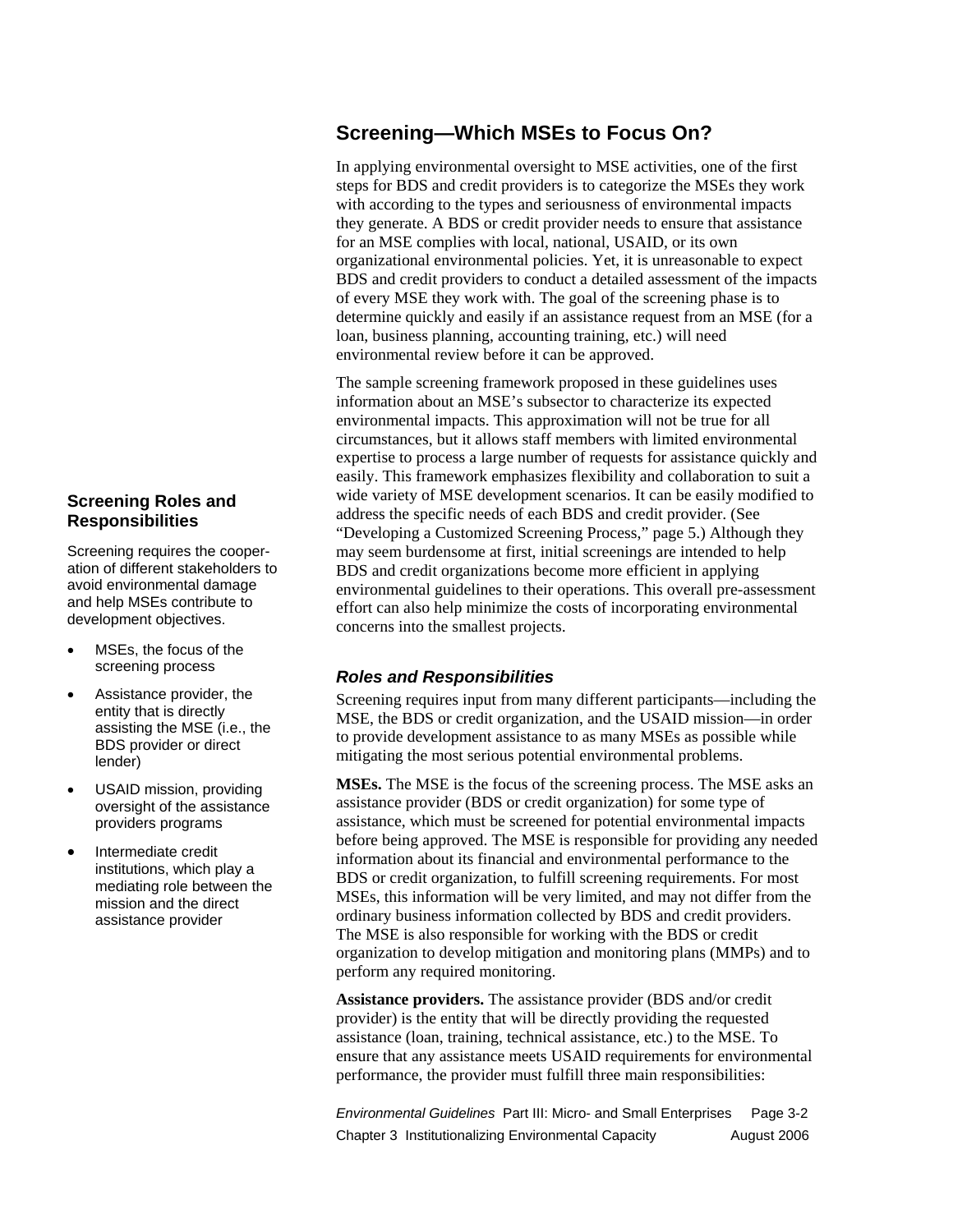## Screening—Which MSEs to Focus On?

In applying environmental oversight to MSE activities, one of the first steps for BDS and credit providers is to categorize the MSEs they work with according to the types and seriousness of environmental impacts they generate. A BDS or credit provider needs to ensure that assistance for an MSE complies with local, national, USAID, or its own organizational environmental policies. Yet, it is unreasonable to expect BDS and credit providers to conduct a detailed assessment of the impacts of every MSE they work with. The goal of the screening phase is to determine quickly and easily if an assistance request from an MSE (for a loan, business planning, accounting training, etc.) will need environmental review before it can be approved.

The sample screening framework proposed in these guidelines uses information about an MSE's subsector to characterize its expected environmental impacts. This approximation will not be true for all circumstances, but it allows staff members with limited environmental expertise to process a large number of requests for assistance quickly and easily. This framework emphasizes flexibility and collaboration to suit a wide variety of MSE development scenarios. It can be easily modified to address the specific needs of each BDS and credit provider. (See "Developing a Customized Screening Process," page 5.) Although they may seem burdensome at first, initial screenings are intended to help BDS and credit organizations become more efficient in applying environmental guidelines to their operations. This overall pre-assessment effort can also help minimize the costs of incorporating environmental concerns into the smallest projects.

### Screening Roles and Responsibilities

Screening requires the cooperation of different stakeholders to avoid environmental damage and help MSEs contribute to development objectives.

- MSEs, the focus of the screening process
- Assistance provider, the entity that is directly assisting the MSE (i.e., the BDS provider or direct lender)
- USAID mission, providing oversight of the assistance providers programs
- Intermediate credit institutions, which play a mediating role between the mission and the direct assistance provider

### *Roles and Responsibilities*

Screening requires input from many different participants—including the MSE, the BDS or credit organization, and the USAID mission—in order to provide development assistance to as many MSEs as possible while mitigating the most serious potential environmental problems.

**MSEs.** The MSE is the focus of the screening process. The MSE asks an assistance provider (BDS or credit organization) for some type of assistance, which must be screened for potential environmental impacts before being approved. The MSE is responsible for providing any needed information about its financial and environmental performance to the BDS or credit organization, to fulfill screening requirements. For most MSEs, this information will be very limited, and may not differ from the ordinary business information collected by BDS and credit providers. The MSE is also responsible for working with the BDS or credit organization to develop mitigation and monitoring plans (MMPs) and to perform any required monitoring.

**Assistance providers.** The assistance provider (BDS and/or credit provider) is the entity that will be directly providing the requested assistance (loan, training, technical assistance, etc.) to the MSE. To ensure that any assistance meets USAID requirements for environmental performance, the provider must fulfill three main responsibilities: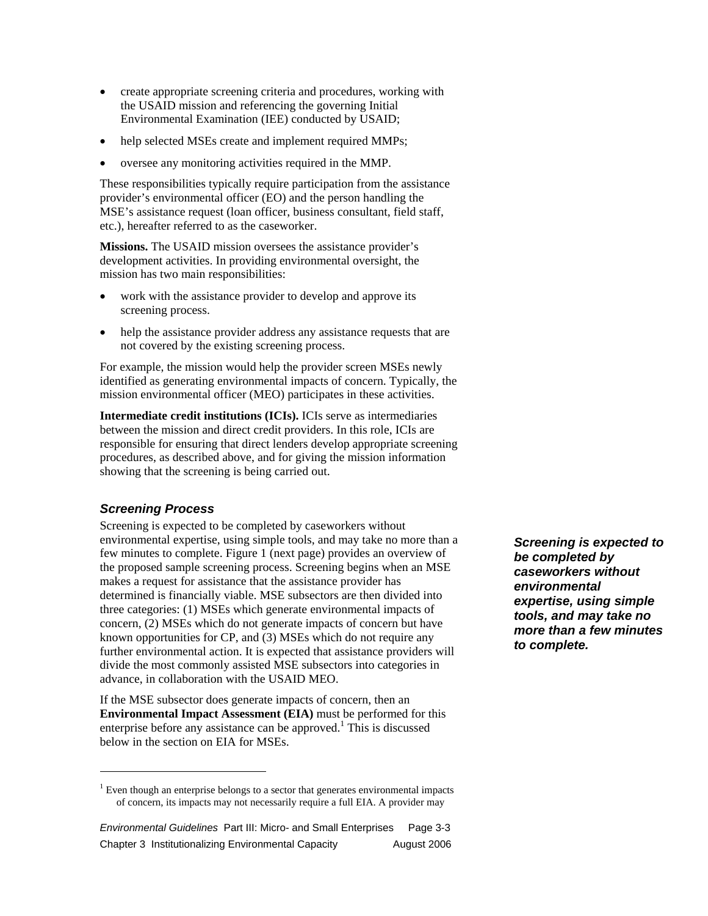- create appropriate screening criteria and procedures, working with the USAID mission and referencing the governing Initial Environmental Examination (IEE) conducted by USAID;
- help selected MSEs create and implement required MMPs;
- oversee any monitoring activities required in the MMP.

These responsibilities typically require participation from the assistance provider's environmental officer (EO) and the person handling the MSE's assistance request (loan officer, business consultant, field staff, etc.), hereafter referred to as the caseworker.

**Missions.** The USAID mission oversees the assistance provider's development activities. In providing environmental oversight, the mission has two main responsibilities:

- work with the assistance provider to develop and approve its screening process.
- help the assistance provider address any assistance requests that are not covered by the existing screening process.

For example, the mission would help the provider screen MSEs newly identified as generating environmental impacts of concern. Typically, the mission environmental officer (MEO) participates in these activities.

**Intermediate credit institutions (ICIs).** ICIs serve as intermediaries between the mission and direct credit providers. In this role, ICIs are responsible for ensuring that direct lenders develop appropriate screening procedures, as described above, and for giving the mission information showing that the screening is being carried out.

### *Screening Process*

Screening is expected to be completed by caseworkers without environmental expertise, using simple tools, and may take no more than a few minutes to complete. Figure 1 (next page) provides an overview of the proposed sample screening process. Screening begins when an MSE makes a request for assistance that the assistance provider has determined is financially viable. MSE subsectors are then divided into three categories: (1) MSEs which generate environmental impacts of concern, (2) MSEs which do not generate impacts of concern but have known opportunities for CP, and (3) MSEs which do not require any further environmental action. It is expected that assistance providers will divide the most commonly assisted MSE subsectors into categories in advance, in collaboration with the USAID MEO.

***Screening is expected to be completed by caseworkers without environmental expertise, using simple tools, and may take no more than a few minutes to complete.***

If the MSE subsector does generate impacts of concern, then an **Environmental Impact Assessment (EIA)** must be performed for this enterprise before any assistance can be approved.[1] This is discussed below in the section on EIA for MSEs.

---

[1] Even though an enterprise belongs to a sector that generates environmental impacts of concern, its impacts may not necessarily require a full EIA. A provider may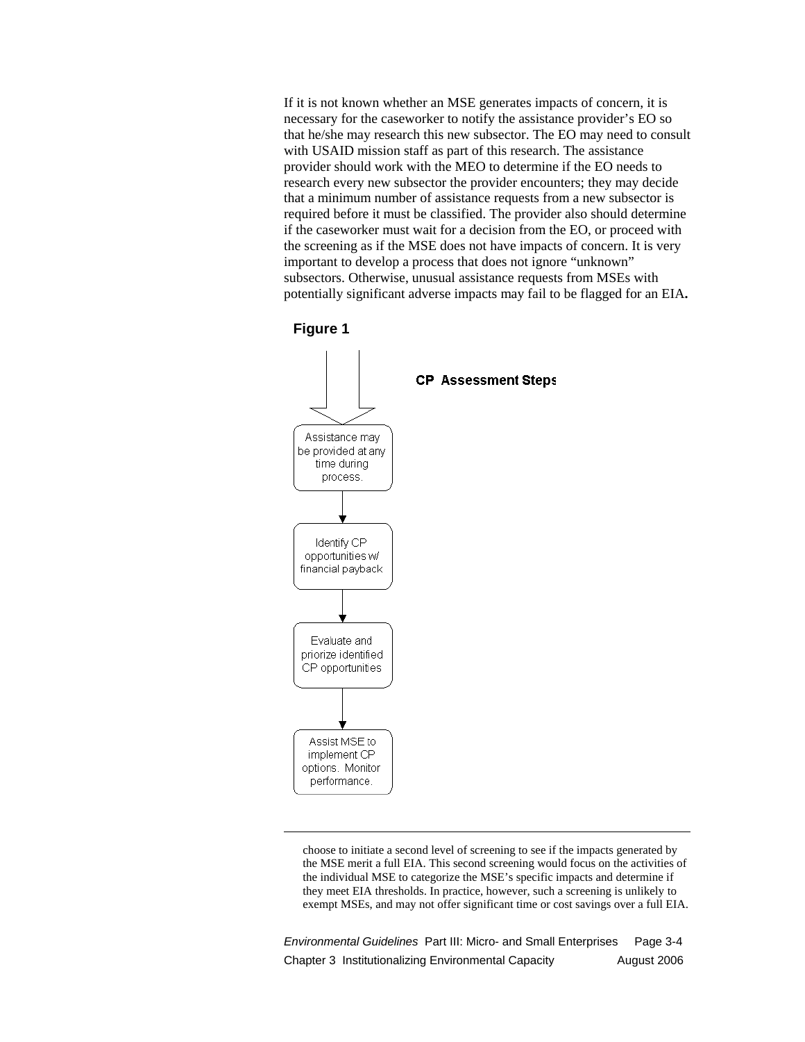If it is not known whether an MSE generates impacts of concern, it is necessary for the caseworker to notify the assistance provider's EO so that he/she may research this new subsector. The EO may need to consult with USAID mission staff as part of this research. The assistance provider should work with the MEO to determine if the EO needs to research every new subsector the provider encounters; they may decide that a minimum number of assistance requests from a new subsector is required before it must be classified. The provider also should determine if the caseworker must wait for a decision from the EO, or proceed with the screening as if the MSE does not have impacts of concern. It is very important to develop a process that does not ignore "unknown" subsectors. Otherwise, unusual assistance requests from MSEs with potentially significant adverse impacts may fail to be flagged for an EIA**.**

**Figure 1**

**CP Assessment Steps**

Assistance may be provided at any time during process.

↓

Identify CP opportunities w/ financial payback

↓

Evaluate and priorize identified CP opportunities

↓

Assist MSE to implement CP options. Monitor performance.

---

choose to initiate a second level of screening to see if the impacts generated by the MSE merit a full EIA. This second screening would focus on the activities of the individual MSE to categorize the MSE's specific impacts and determine if they meet EIA thresholds. In practice, however, such a screening is unlikely to exempt MSEs, and may not offer significant time or cost savings over a full EIA.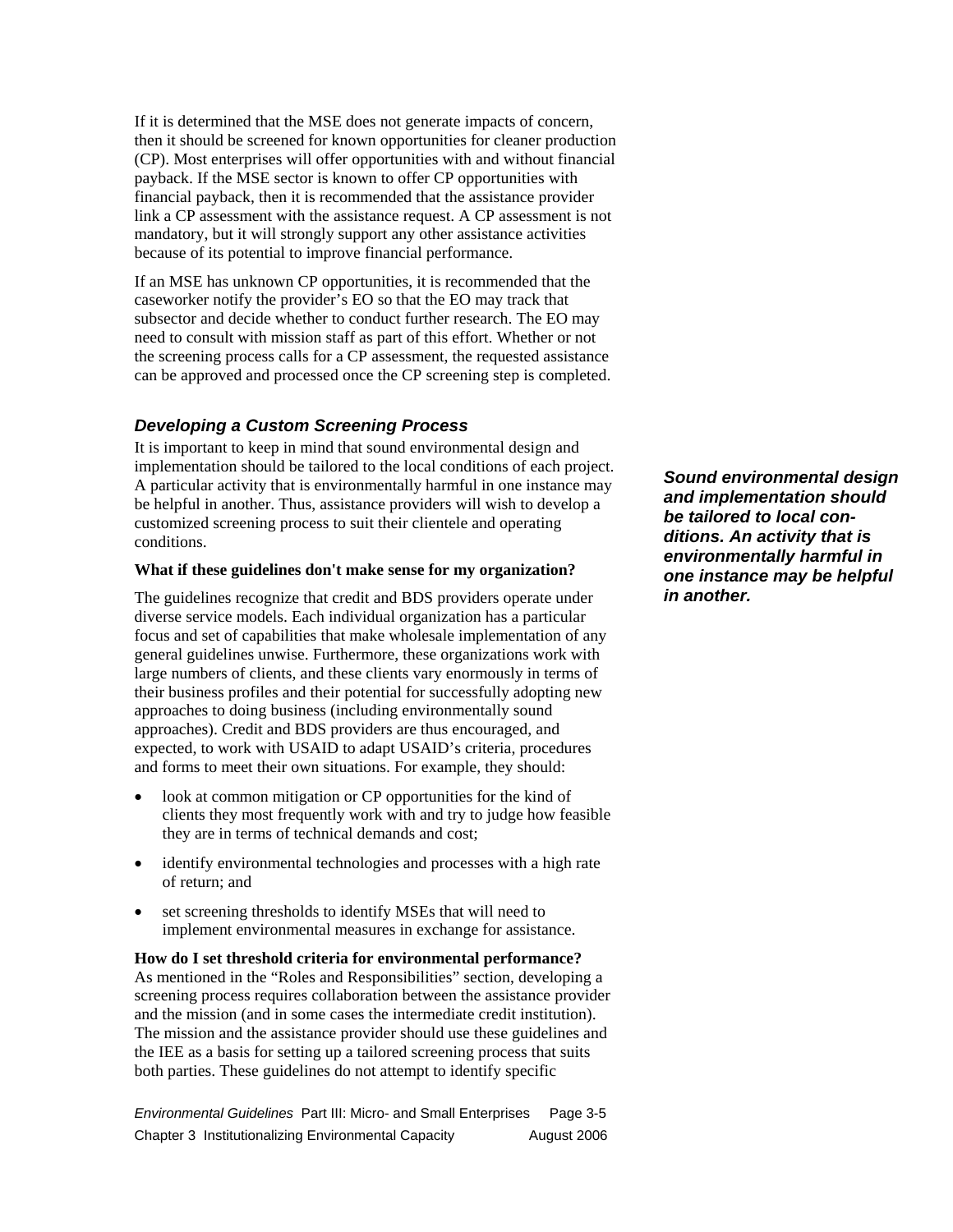If it is determined that the MSE does not generate impacts of concern, then it should be screened for known opportunities for cleaner production (CP). Most enterprises will offer opportunities with and without financial payback. If the MSE sector is known to offer CP opportunities with financial payback, then it is recommended that the assistance provider link a CP assessment with the assistance request. A CP assessment is not mandatory, but it will strongly support any other assistance activities because of its potential to improve financial performance.

If an MSE has unknown CP opportunities, it is recommended that the caseworker notify the provider's EO so that the EO may track that subsector and decide whether to conduct further research. The EO may need to consult with mission staff as part of this effort. Whether or not the screening process calls for a CP assessment, the requested assistance can be approved and processed once the CP screening step is completed.

### *Developing a Custom Screening Process*

It is important to keep in mind that sound environmental design and implementation should be tailored to the local conditions of each project. A particular activity that is environmentally harmful in one instance may be helpful in another. Thus, assistance providers will wish to develop a customized screening process to suit their clientele and operating conditions.

***Sound environmental design and implementation should be tailored to local conditions. An activity that is environmentally harmful in one instance may be helpful in another.***

**What if these guidelines don't make sense for my organization?**

The guidelines recognize that credit and BDS providers operate under diverse service models. Each individual organization has a particular focus and set of capabilities that make wholesale implementation of any general guidelines unwise. Furthermore, these organizations work with large numbers of clients, and these clients vary enormously in terms of their business profiles and their potential for successfully adopting new approaches to doing business (including environmentally sound approaches). Credit and BDS providers are thus encouraged, and expected, to work with USAID to adapt USAID's criteria, procedures and forms to meet their own situations. For example, they should:

- look at common mitigation or CP opportunities for the kind of clients they most frequently work with and try to judge how feasible they are in terms of technical demands and cost;
- identify environmental technologies and processes with a high rate of return; and
- set screening thresholds to identify MSEs that will need to implement environmental measures in exchange for assistance.

**How do I set threshold criteria for environmental performance?**
As mentioned in the "Roles and Responsibilities" section, developing a screening process requires collaboration between the assistance provider and the mission (and in some cases the intermediate credit institution). The mission and the assistance provider should use these guidelines and the IEE as a basis for setting up a tailored screening process that suits both parties. These guidelines do not attempt to identify specific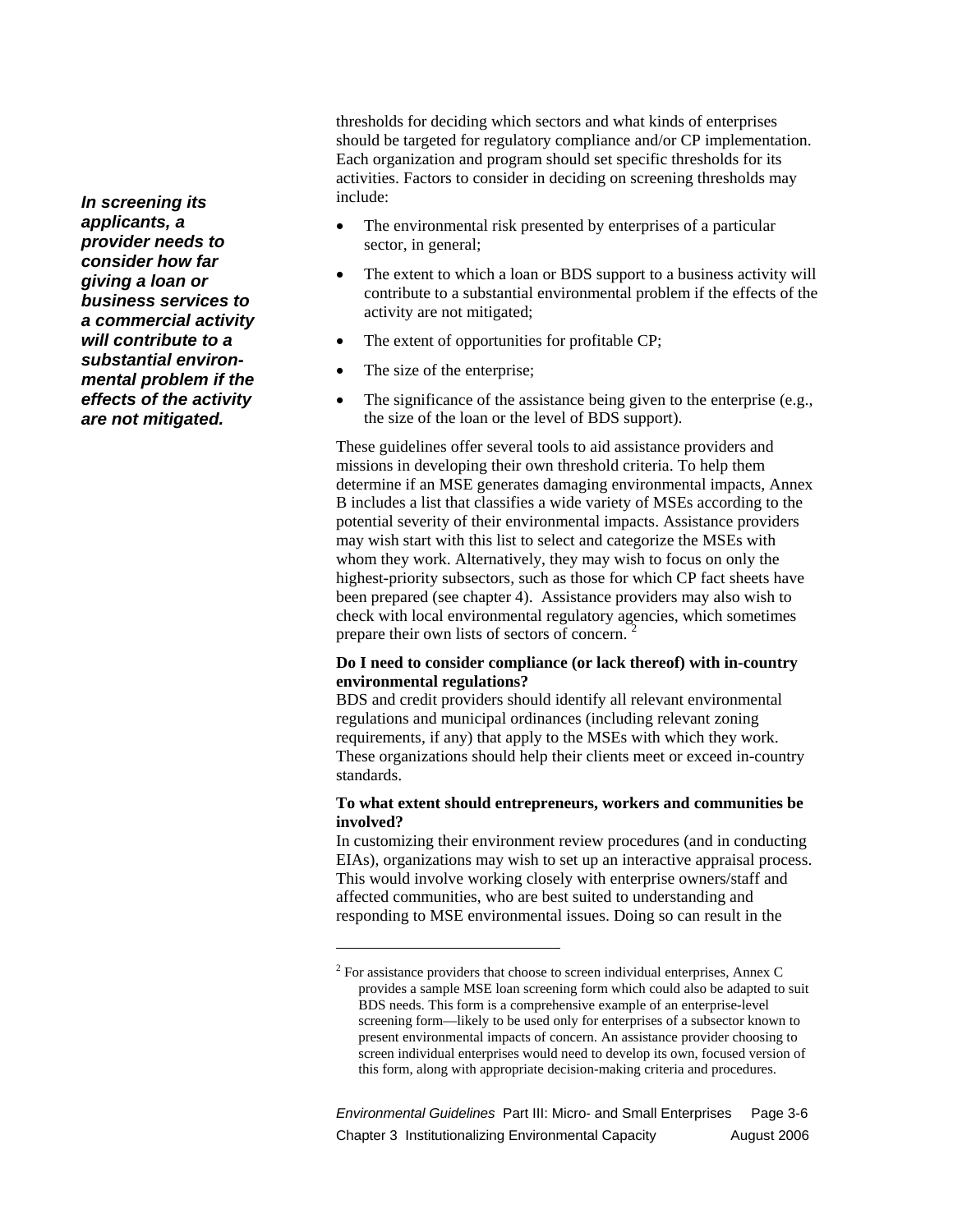thresholds for deciding which sectors and what kinds of enterprises should be targeted for regulatory compliance and/or CP implementation. Each organization and program should set specific thresholds for its activities. Factors to consider in deciding on screening thresholds may include:

***In screening its applicants, a provider needs to consider how far giving a loan or business services to a commercial activity will contribute to a substantial environmental problem if the effects of the activity are not mitigated.***

- The environmental risk presented by enterprises of a particular sector, in general;
- The extent to which a loan or BDS support to a business activity will contribute to a substantial environmental problem if the effects of the activity are not mitigated;
- The extent of opportunities for profitable CP;
- The size of the enterprise;
- The significance of the assistance being given to the enterprise (e.g., the size of the loan or the level of BDS support).

These guidelines offer several tools to aid assistance providers and missions in developing their own threshold criteria. To help them determine if an MSE generates damaging environmental impacts, Annex B includes a list that classifies a wide variety of MSEs according to the potential severity of their environmental impacts. Assistance providers may wish start with this list to select and categorize the MSEs with whom they work. Alternatively, they may wish to focus on only the highest-priority subsectors, such as those for which CP fact sheets have been prepared (see chapter 4). Assistance providers may also wish to check with local environmental regulatory agencies, which sometimes prepare their own lists of sectors of concern. [2]

**Do I need to consider compliance (or lack thereof) with in-country environmental regulations?**

BDS and credit providers should identify all relevant environmental regulations and municipal ordinances (including relevant zoning requirements, if any) that apply to the MSEs with which they work. These organizations should help their clients meet or exceed in-country standards.

**To what extent should entrepreneurs, workers and communities be involved?**

In customizing their environment review procedures (and in conducting EIAs), organizations may wish to set up an interactive appraisal process. This would involve working closely with enterprise owners/staff and affected communities, who are best suited to understanding and responding to MSE environmental issues. Doing so can result in the

[2] For assistance providers that choose to screen individual enterprises, Annex C provides a sample MSE loan screening form which could also be adapted to suit BDS needs. This form is a comprehensive example of an enterprise-level screening form—likely to be used only for enterprises of a subsector known to present environmental impacts of concern. An assistance provider choosing to screen individual enterprises would need to develop its own, focused version of this form, along with appropriate decision-making criteria and procedures.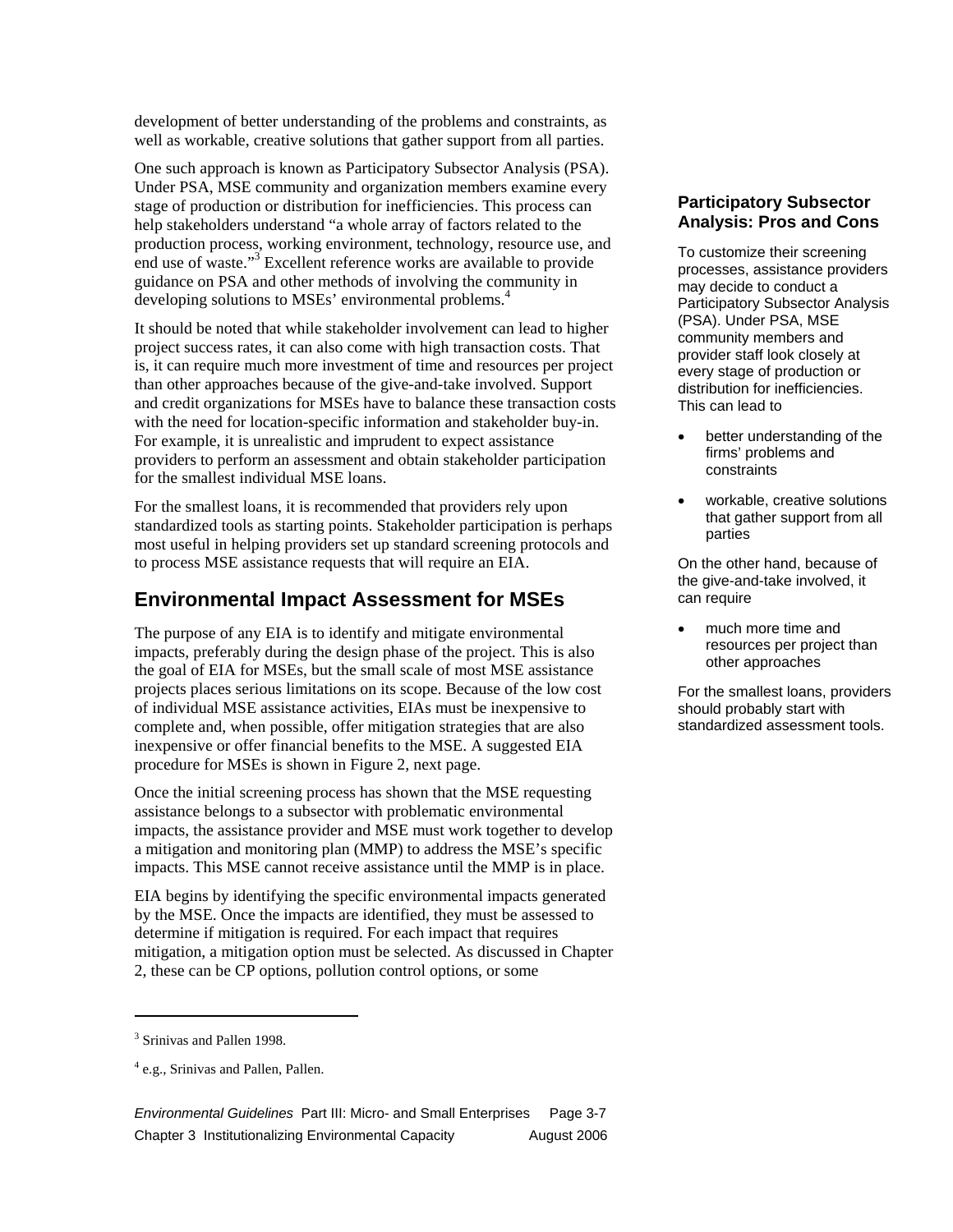development of better understanding of the problems and constraints, as well as workable, creative solutions that gather support from all parties.

One such approach is known as Participatory Subsector Analysis (PSA). Under PSA, MSE community and organization members examine every stage of production or distribution for inefficiencies. This process can help stakeholders understand "a whole array of factors related to the production process, working environment, technology, resource use, and end use of waste."[3] Excellent reference works are available to provide guidance on PSA and other methods of involving the community in developing solutions to MSEs' environmental problems.[4]

It should be noted that while stakeholder involvement can lead to higher project success rates, it can also come with high transaction costs. That is, it can require much more investment of time and resources per project than other approaches because of the give-and-take involved. Support and credit organizations for MSEs have to balance these transaction costs with the need for location-specific information and stakeholder buy-in. For example, it is unrealistic and imprudent to expect assistance providers to perform an assessment and obtain stakeholder participation for the smallest individual MSE loans.

For the smallest loans, it is recommended that providers rely upon standardized tools as starting points. Stakeholder participation is perhaps most useful in helping providers set up standard screening protocols and to process MSE assistance requests that will require an EIA.

### Participatory Subsector Analysis: Pros and Cons

To customize their screening processes, assistance providers may decide to conduct a Participatory Subsector Analysis (PSA). Under PSA, MSE community members and provider staff look closely at every stage of production or distribution for inefficiencies. This can lead to

- better understanding of the firms' problems and constraints
- workable, creative solutions that gather support from all parties

On the other hand, because of the give-and-take involved, it can require

- much more time and resources per project than other approaches

For the smallest loans, providers should probably start with standardized assessment tools.

## Environmental Impact Assessment for MSEs

The purpose of any EIA is to identify and mitigate environmental impacts, preferably during the design phase of the project. This is also the goal of EIA for MSEs, but the small scale of most MSE assistance projects places serious limitations on its scope. Because of the low cost of individual MSE assistance activities, EIAs must be inexpensive to complete and, when possible, offer mitigation strategies that are also inexpensive or offer financial benefits to the MSE. A suggested EIA procedure for MSEs is shown in Figure 2, next page.

Once the initial screening process has shown that the MSE requesting assistance belongs to a subsector with problematic environmental impacts, the assistance provider and MSE must work together to develop a mitigation and monitoring plan (MMP) to address the MSE's specific impacts. This MSE cannot receive assistance until the MMP is in place.

EIA begins by identifying the specific environmental impacts generated by the MSE. Once the impacts are identified, they must be assessed to determine if mitigation is required. For each impact that requires mitigation, a mitigation option must be selected. As discussed in Chapter 2, these can be CP options, pollution control options, or some

---

[3] Srinivas and Pallen 1998.

[4] e.g., Srinivas and Pallen, Pallen.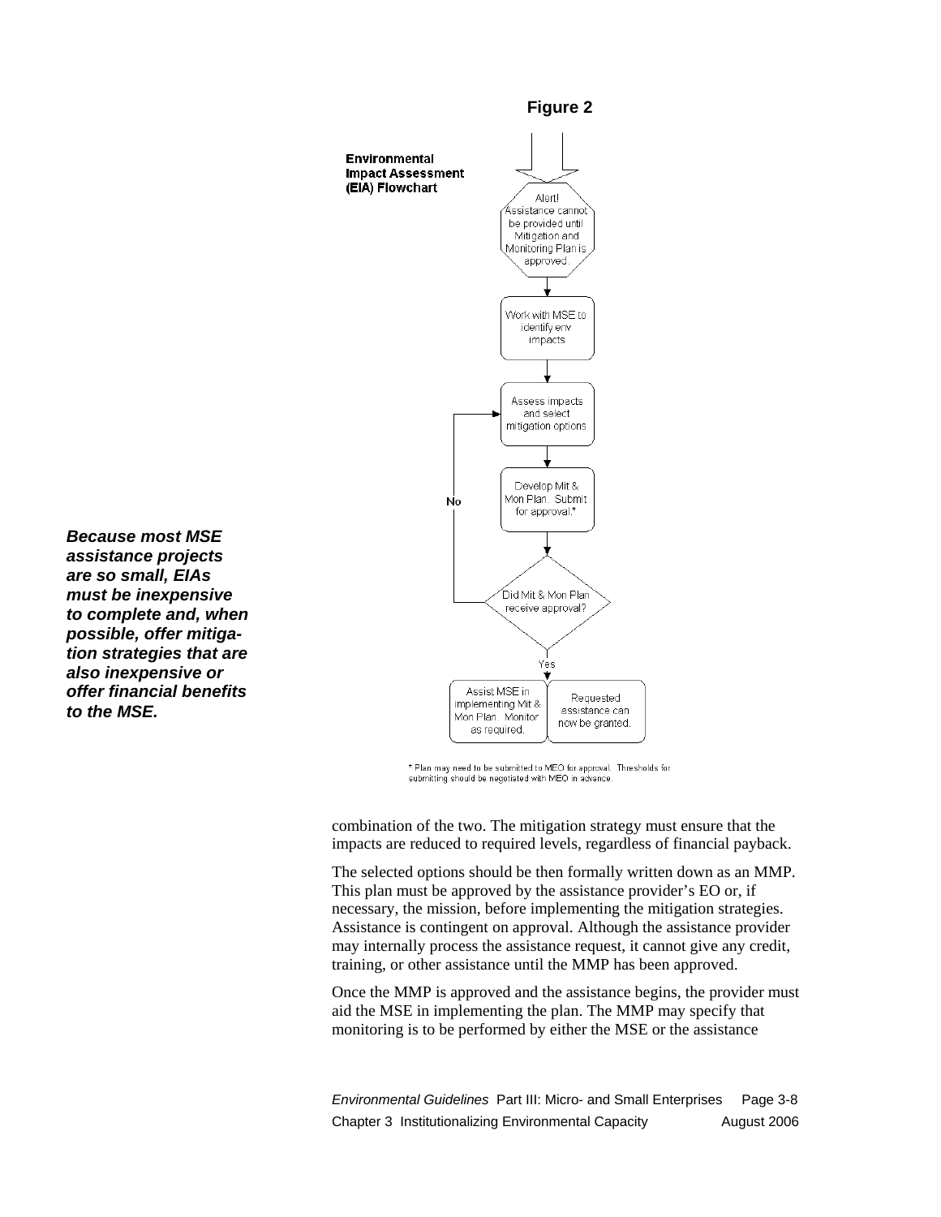**Figure 2**

**Environmental Impact Assessment (EIA) Flowchart**

Alert! Assistance cannot be provided until Mitigation and Monitoring Plan is approved.

Work with MSE to identify env impacts

Assess impacts and select mitigation options

Develop Mit & Mon Plan. Submit for approval.*

Did Mit & Mon Plan receive approval?

No

Yes

Assist MSE in implementing Mit & Mon Plan. Monitor as required.

Requested assistance can now be granted.

\* Plan may need to be submitted to MEO for approval. Thresholds for submitting should be negotiated with MEO in advance.

***Because most MSE assistance projects are so small, EIAs must be inexpensive to complete and, when possible, offer mitigation strategies that are also inexpensive or offer financial benefits to the MSE.***

combination of the two. The mitigation strategy must ensure that the impacts are reduced to required levels, regardless of financial payback.

The selected options should be then formally written down as an MMP. This plan must be approved by the assistance provider's EO or, if necessary, the mission, before implementing the mitigation strategies. Assistance is contingent on approval. Although the assistance provider may internally process the assistance request, it cannot give any credit, training, or other assistance until the MMP has been approved.

Once the MMP is approved and the assistance begins, the provider must aid the MSE in implementing the plan. The MMP may specify that monitoring is to be performed by either the MSE or the assistance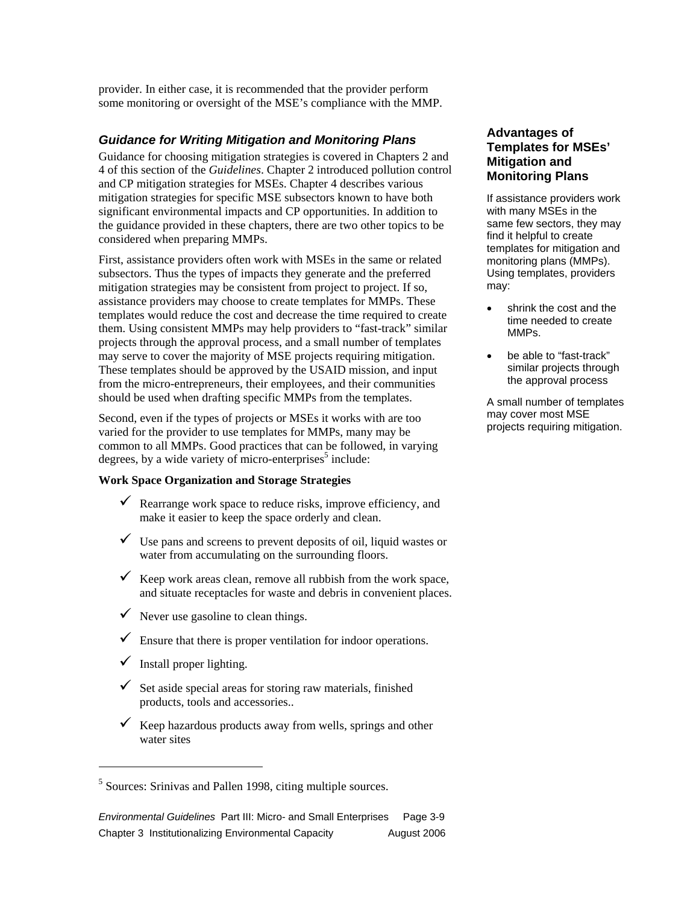provider. In either case, it is recommended that the provider perform some monitoring or oversight of the MSE's compliance with the MMP.

### *Guidance for Writing Mitigation and Monitoring Plans*

Guidance for choosing mitigation strategies is covered in Chapters 2 and 4 of this section of the *Guidelines*. Chapter 2 introduced pollution control and CP mitigation strategies for MSEs. Chapter 4 describes various mitigation strategies for specific MSE subsectors known to have both significant environmental impacts and CP opportunities. In addition to the guidance provided in these chapters, there are two other topics to be considered when preparing MMPs.

First, assistance providers often work with MSEs in the same or related subsectors. Thus the types of impacts they generate and the preferred mitigation strategies may be consistent from project to project. If so, assistance providers may choose to create templates for MMPs. These templates would reduce the cost and decrease the time required to create them. Using consistent MMPs may help providers to "fast-track" similar projects through the approval process, and a small number of templates may serve to cover the majority of MSE projects requiring mitigation. These templates should be approved by the USAID mission, and input from the micro-entrepreneurs, their employees, and their communities should be used when drafting specific MMPs from the templates.

Second, even if the types of projects or MSEs it works with are too varied for the provider to use templates for MMPs, many may be common to all MMPs. Good practices that can be followed, in varying degrees, by a wide variety of micro-enterprises[5] include:

**Work Space Organization and Storage Strategies**

- ✓ Rearrange work space to reduce risks, improve efficiency, and make it easier to keep the space orderly and clean.
- ✓ Use pans and screens to prevent deposits of oil, liquid wastes or water from accumulating on the surrounding floors.
- ✓ Keep work areas clean, remove all rubbish from the work space, and situate receptacles for waste and debris in convenient places.
- ✓ Never use gasoline to clean things.
- ✓ Ensure that there is proper ventilation for indoor operations.
- ✓ Install proper lighting.
- ✓ Set aside special areas for storing raw materials, finished products, tools and accessories..
- ✓ Keep hazardous products away from wells, springs and other water sites

### Advantages of Templates for MSEs' Mitigation and Monitoring Plans

If assistance providers work with many MSEs in the same few sectors, they may find it helpful to create templates for mitigation and monitoring plans (MMPs). Using templates, providers may:

- shrink the cost and the time needed to create MMPs.
- be able to "fast-track" similar projects through the approval process

A small number of templates may cover most MSE projects requiring mitigation.

---

[5] Sources: Srinivas and Pallen 1998, citing multiple sources.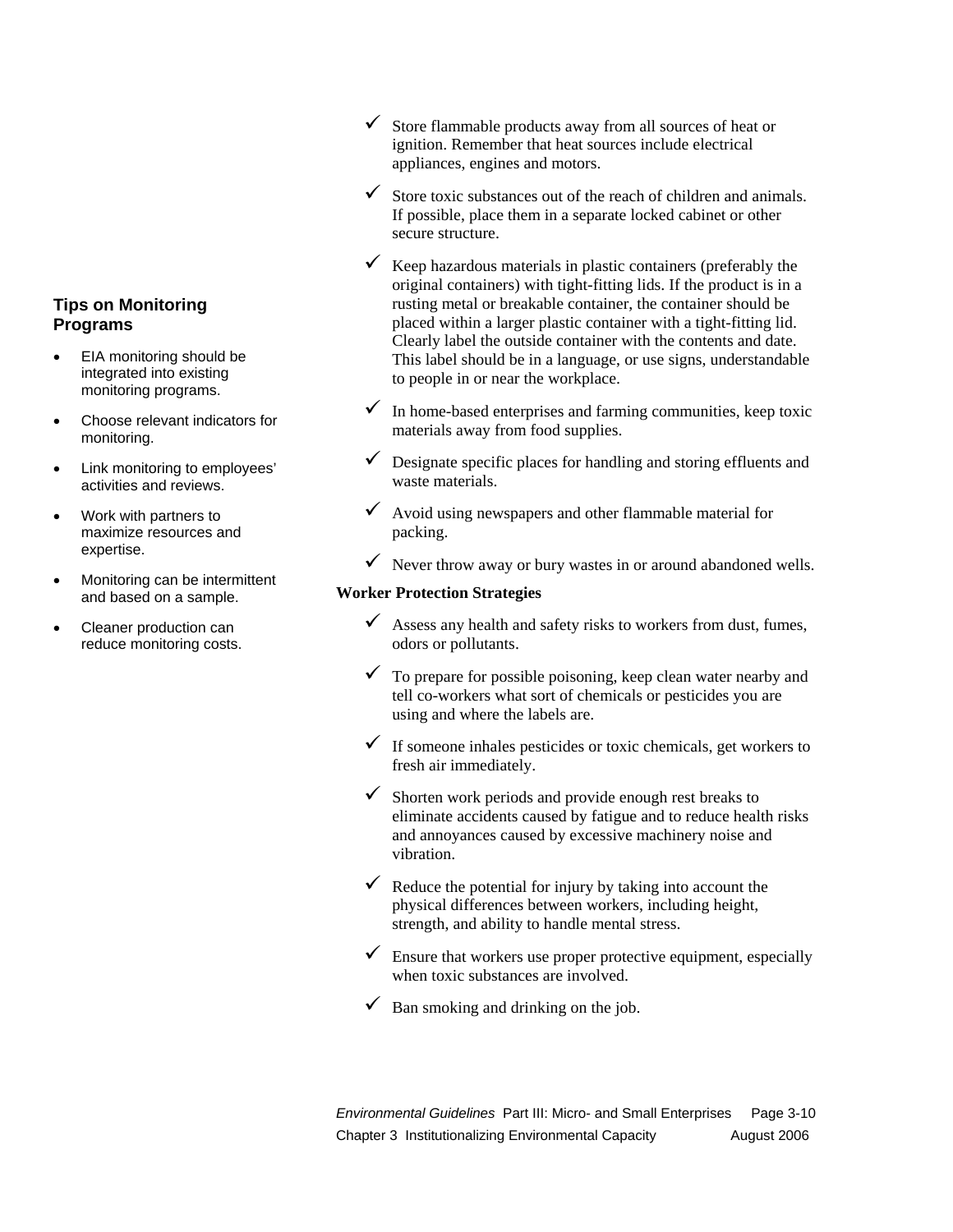- ✓ Store flammable products away from all sources of heat or ignition. Remember that heat sources include electrical appliances, engines and motors.
- ✓ Store toxic substances out of the reach of children and animals. If possible, place them in a separate locked cabinet or other secure structure.
- ✓ Keep hazardous materials in plastic containers (preferably the original containers) with tight-fitting lids. If the product is in a rusting metal or breakable container, the container should be placed within a larger plastic container with a tight-fitting lid. Clearly label the outside container with the contents and date. This label should be in a language, or use signs, understandable to people in or near the workplace.
- ✓ In home-based enterprises and farming communities, keep toxic materials away from food supplies.
- ✓ Designate specific places for handling and storing effluents and waste materials.
- ✓ Avoid using newspapers and other flammable material for packing.
- ✓ Never throw away or bury wastes in or around abandoned wells.

**Worker Protection Strategies**

- ✓ Assess any health and safety risks to workers from dust, fumes, odors or pollutants.
- ✓ To prepare for possible poisoning, keep clean water nearby and tell co-workers what sort of chemicals or pesticides you are using and where the labels are.
- ✓ If someone inhales pesticides or toxic chemicals, get workers to fresh air immediately.
- ✓ Shorten work periods and provide enough rest breaks to eliminate accidents caused by fatigue and to reduce health risks and annoyances caused by excessive machinery noise and vibration.
- ✓ Reduce the potential for injury by taking into account the physical differences between workers, including height, strength, and ability to handle mental stress.
- ✓ Ensure that workers use proper protective equipment, especially when toxic substances are involved.
- ✓ Ban smoking and drinking on the job.

### Tips on Monitoring Programs

- EIA monitoring should be integrated into existing monitoring programs.
- Choose relevant indicators for monitoring.
- Link monitoring to employees' activities and reviews.
- Work with partners to maximize resources and expertise.
- Monitoring can be intermittent and based on a sample.
- Cleaner production can reduce monitoring costs.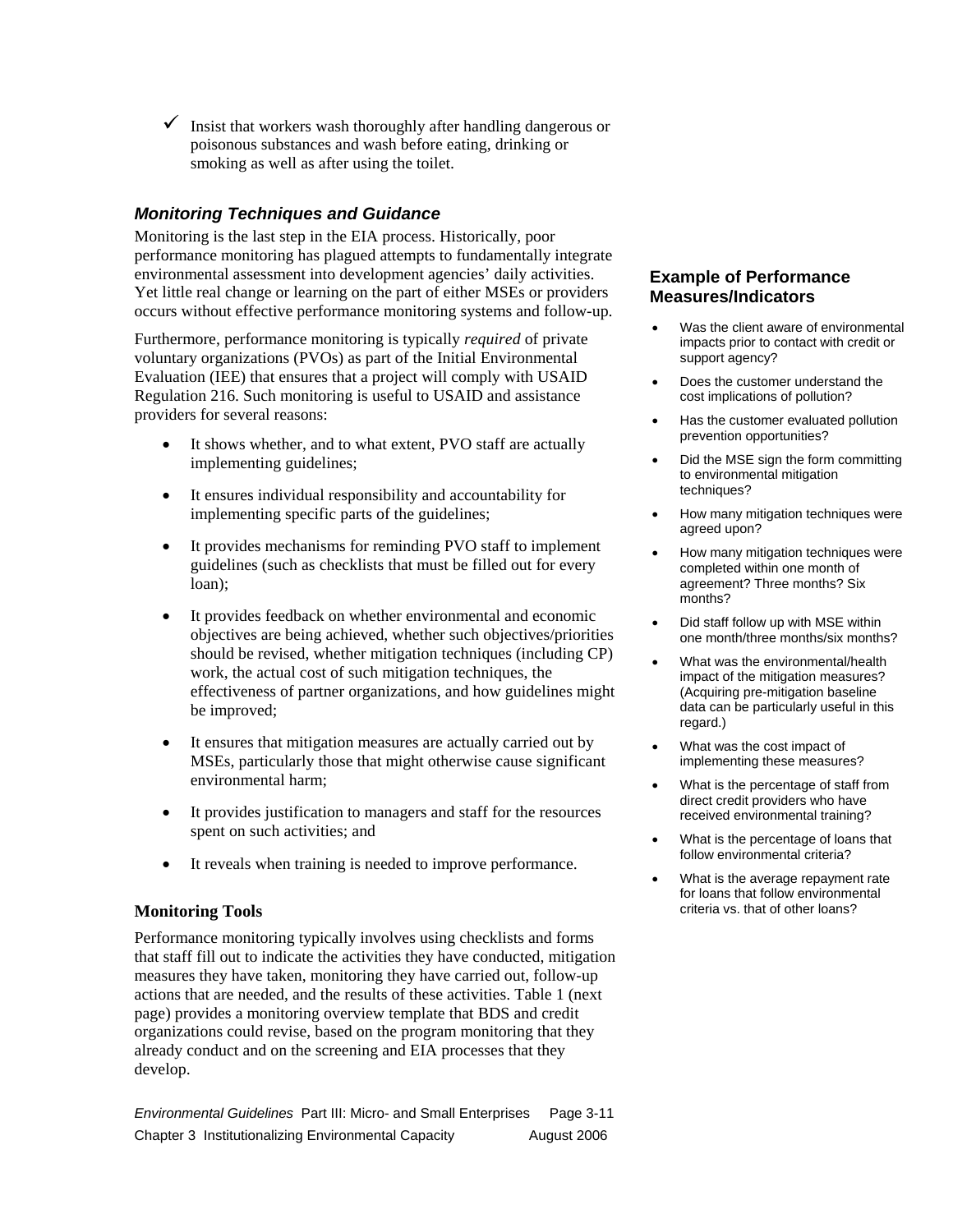- ✓ Insist that workers wash thoroughly after handling dangerous or poisonous substances and wash before eating, drinking or smoking as well as after using the toilet.

### *Monitoring Techniques and Guidance*

Monitoring is the last step in the EIA process. Historically, poor performance monitoring has plagued attempts to fundamentally integrate environmental assessment into development agencies' daily activities. Yet little real change or learning on the part of either MSEs or providers occurs without effective performance monitoring systems and follow-up.

Furthermore, performance monitoring is typically *required* of private voluntary organizations (PVOs) as part of the Initial Environmental Evaluation (IEE) that ensures that a project will comply with USAID Regulation 216. Such monitoring is useful to USAID and assistance providers for several reasons:

- It shows whether, and to what extent, PVO staff are actually implementing guidelines;
- It ensures individual responsibility and accountability for implementing specific parts of the guidelines;
- It provides mechanisms for reminding PVO staff to implement guidelines (such as checklists that must be filled out for every loan);
- It provides feedback on whether environmental and economic objectives are being achieved, whether such objectives/priorities should be revised, whether mitigation techniques (including CP) work, the actual cost of such mitigation techniques, the effectiveness of partner organizations, and how guidelines might be improved;
- It ensures that mitigation measures are actually carried out by MSEs, particularly those that might otherwise cause significant environmental harm;
- It provides justification to managers and staff for the resources spent on such activities; and
- It reveals when training is needed to improve performance.

### Monitoring Tools

Performance monitoring typically involves using checklists and forms that staff fill out to indicate the activities they have conducted, mitigation measures they have taken, monitoring they have carried out, follow-up actions that are needed, and the results of these activities. Table 1 (next page) provides a monitoring overview template that BDS and credit organizations could revise, based on the program monitoring that they already conduct and on the screening and EIA processes that they develop.

### Example of Performance Measures/Indicators

- Was the client aware of environmental impacts prior to contact with credit or support agency?
- Does the customer understand the cost implications of pollution?
- Has the customer evaluated pollution prevention opportunities?
- Did the MSE sign the form committing to environmental mitigation techniques?
- How many mitigation techniques were agreed upon?
- How many mitigation techniques were completed within one month of agreement? Three months? Six months?
- Did staff follow up with MSE within one month/three months/six months?
- What was the environmental/health impact of the mitigation measures? (Acquiring pre-mitigation baseline data can be particularly useful in this regard.)
- What was the cost impact of implementing these measures?
- What is the percentage of staff from direct credit providers who have received environmental training?
- What is the percentage of loans that follow environmental criteria?
- What is the average repayment rate for loans that follow environmental criteria vs. that of other loans?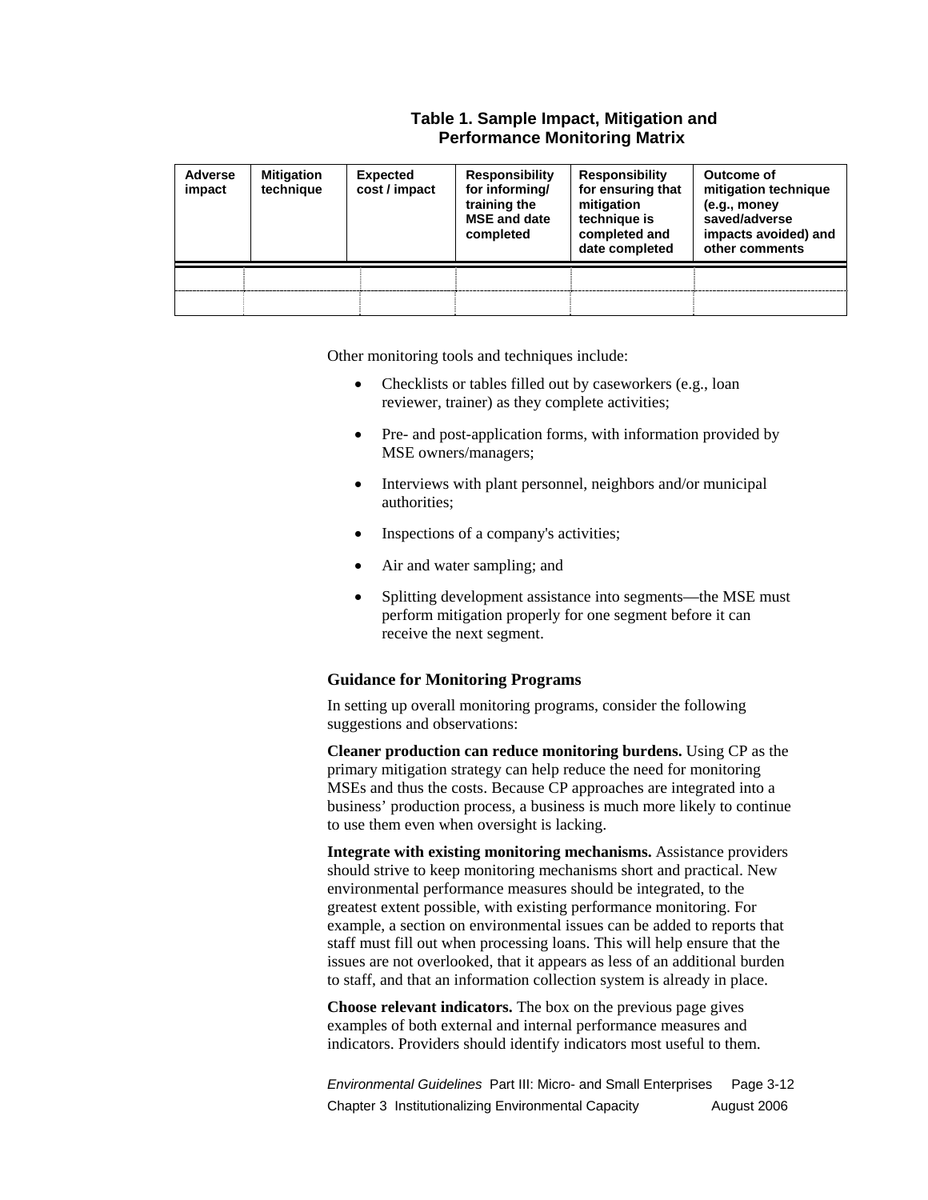**Table 1. Sample Impact, Mitigation and Performance Monitoring Matrix**

| Adverse impact | Mitigation technique | Expected cost / impact | Responsibility for informing/ training the MSE and date completed | Responsibility for ensuring that mitigation technique is completed and date completed | Outcome of mitigation technique (e.g., money saved/adverse impacts avoided) and other comments |
|---|---|---|---|---|---|
| | | | | | |
| | | | | | |

Other monitoring tools and techniques include:

- Checklists or tables filled out by caseworkers (e.g., loan reviewer, trainer) as they complete activities;
- Pre- and post-application forms, with information provided by MSE owners/managers;
- Interviews with plant personnel, neighbors and/or municipal authorities;
- Inspections of a company's activities;
- Air and water sampling; and
- Splitting development assistance into segments—the MSE must perform mitigation properly for one segment before it can receive the next segment.

### Guidance for Monitoring Programs

In setting up overall monitoring programs, consider the following suggestions and observations:

**Cleaner production can reduce monitoring burdens.** Using CP as the primary mitigation strategy can help reduce the need for monitoring MSEs and thus the costs. Because CP approaches are integrated into a business' production process, a business is much more likely to continue to use them even when oversight is lacking.

**Integrate with existing monitoring mechanisms.** Assistance providers should strive to keep monitoring mechanisms short and practical. New environmental performance measures should be integrated, to the greatest extent possible, with existing performance monitoring. For example, a section on environmental issues can be added to reports that staff must fill out when processing loans. This will help ensure that the issues are not overlooked, that it appears as less of an additional burden to staff, and that an information collection system is already in place.

**Choose relevant indicators.** The box on the previous page gives examples of both external and internal performance measures and indicators. Providers should identify indicators most useful to them.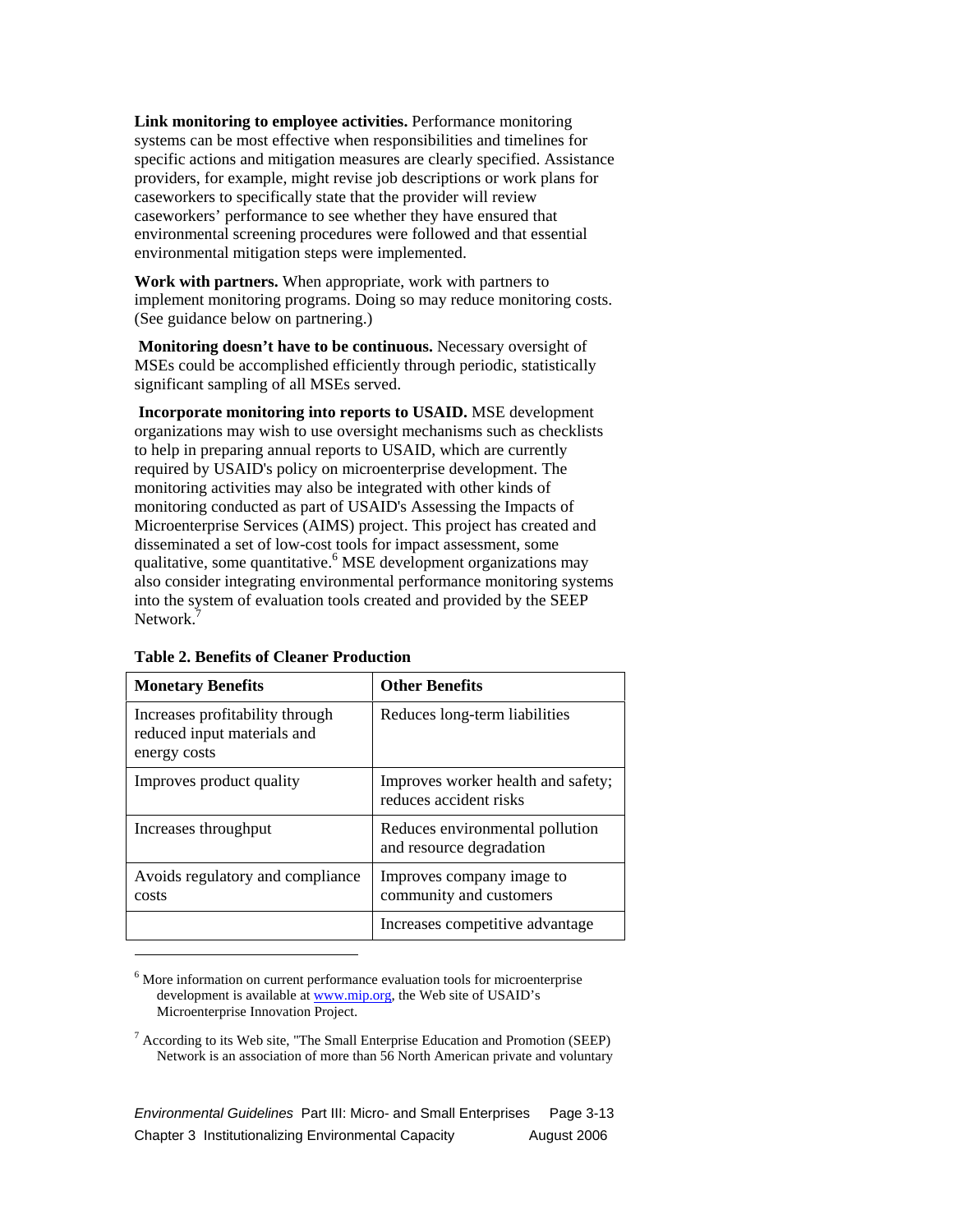**Link monitoring to employee activities.** Performance monitoring systems can be most effective when responsibilities and timelines for specific actions and mitigation measures are clearly specified. Assistance providers, for example, might revise job descriptions or work plans for caseworkers to specifically state that the provider will review caseworkers' performance to see whether they have ensured that environmental screening procedures were followed and that essential environmental mitigation steps were implemented.

**Work with partners.** When appropriate, work with partners to implement monitoring programs. Doing so may reduce monitoring costs. (See guidance below on partnering.)

**Monitoring doesn't have to be continuous.** Necessary oversight of MSEs could be accomplished efficiently through periodic, statistically significant sampling of all MSEs served.

**Incorporate monitoring into reports to USAID.** MSE development organizations may wish to use oversight mechanisms such as checklists to help in preparing annual reports to USAID, which are currently required by USAID's policy on microenterprise development. The monitoring activities may also be integrated with other kinds of monitoring conducted as part of USAID's Assessing the Impacts of Microenterprise Services (AIMS) project. This project has created and disseminated a set of low-cost tools for impact assessment, some qualitative, some quantitative.[6] MSE development organizations may also consider integrating environmental performance monitoring systems into the system of evaluation tools created and provided by the SEEP Network.[7]

**Table 2. Benefits of Cleaner Production**

| Monetary Benefits | Other Benefits |
|---|---|
| Increases profitability through reduced input materials and energy costs | Reduces long-term liabilities |
| Improves product quality | Improves worker health and safety; reduces accident risks |
| Increases throughput | Reduces environmental pollution and resource degradation |
| Avoids regulatory and compliance costs | Improves company image to community and customers |
| | Increases competitive advantage |

---

[6] More information on current performance evaluation tools for microenterprise development is available at www.mip.org, the Web site of USAID's Microenterprise Innovation Project.

[7] According to its Web site, "The Small Enterprise Education and Promotion (SEEP) Network is an association of more than 56 North American private and voluntary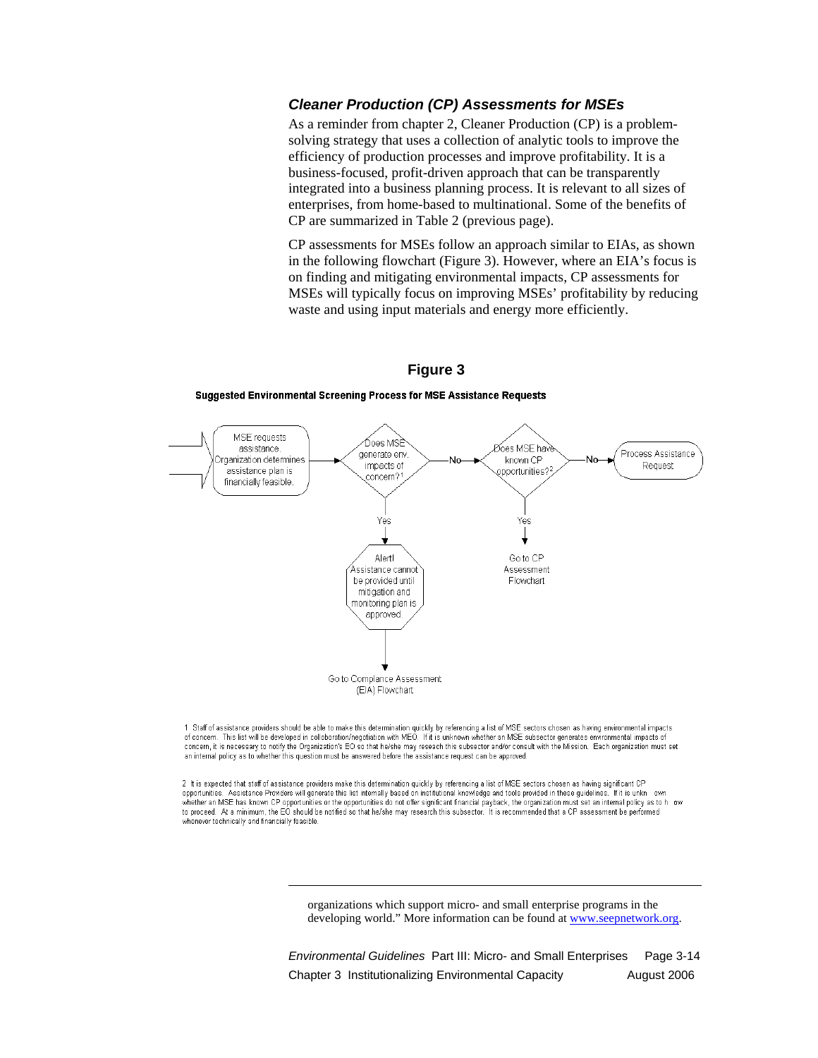### *Cleaner Production (CP) Assessments for MSEs*

As a reminder from chapter 2, Cleaner Production (CP) is a problem-solving strategy that uses a collection of analytic tools to improve the efficiency of production processes and improve profitability. It is a business-focused, profit-driven approach that can be transparently integrated into a business planning process. It is relevant to all sizes of enterprises, from home-based to multinational. Some of the benefits of CP are summarized in Table 2 (previous page).

CP assessments for MSEs follow an approach similar to EIAs, as shown in the following flowchart (Figure 3). However, where an EIA's focus is on finding and mitigating environmental impacts, CP assessments for MSEs will typically focus on improving MSEs' profitability by reducing waste and using input materials and energy more efficiently.

**Figure 3**

**Suggested Environmental Screening Process for MSE Assistance Requests**

MSE requests assistance. Organization determines assistance plan is financially feasible. → Does MSE generate env. impacts of concern?[1] — No → Does MSE have known CP opportunities?[2] — No → Process Assistance Request

Does MSE generate env. impacts of concern?[1] — Yes → Alert! Assistance cannot be provided until mitigation and monitoring plan is approved → Go to Compliance Assessment (EIA) Flowchart

Does MSE have known CP opportunities?[2] — Yes → Go to CP Assessment Flowchart

1. Staff of assistance providers should be able to make this determination quickly by referencing a list of MSE sectors chosen as having environmental impacts of concern. This list will be developed in collaboration/negotiation with MEO. If it is unknown whether an MSE subsector generates environmental impacts of concern, it is necessary to notify the Organization's EO so that he/she may reseach this subsector and/or consult with the Mission. Each organization must set an internal policy as to whether this question must be answered before the assistance request can be approved.

2. It is expected that staff of assistance providers make this determination quickly by referencing a list of MSE sectors chosen as having significant CP opportunities. Assistance Providers will generate this list internally based on institutional knowledge and tools provided in these guidelines. If it is unknown whether an MSE has known CP opportunities or the opportunities do not offer significant financial payback, the organization must set an internal policy as to how to proceed. At a minimum, the EO should be notified so that he/she may research this subsector. It is recommended that a CP assessment be performed whenever technically and financially feasible.

---

organizations which support micro- and small enterprise programs in the developing world." More information can be found at www.seepnetwork.org.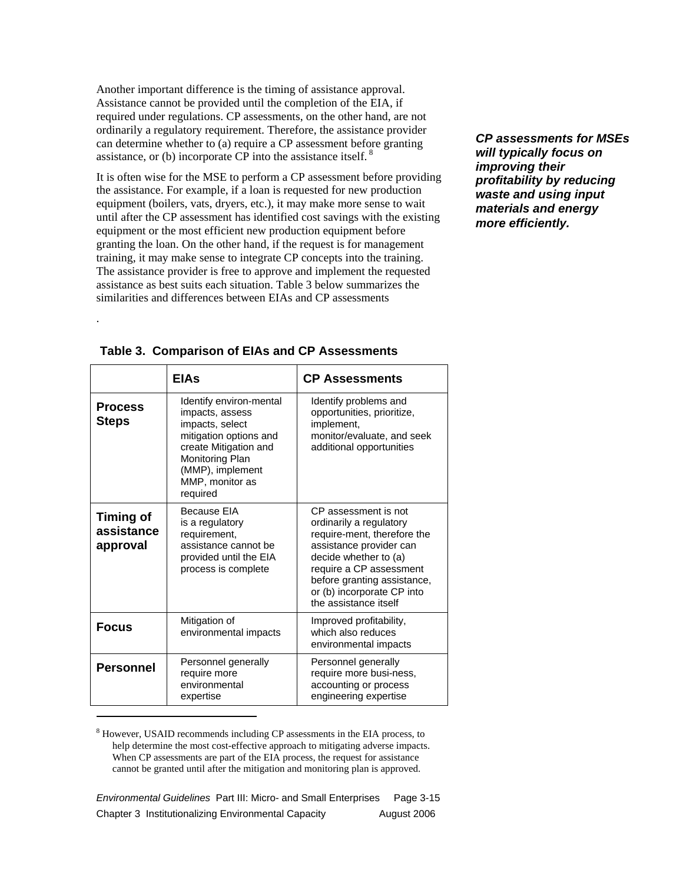Another important difference is the timing of assistance approval. Assistance cannot be provided until the completion of the EIA, if required under regulations. CP assessments, on the other hand, are not ordinarily a regulatory requirement. Therefore, the assistance provider can determine whether to (a) require a CP assessment before granting assistance, or (b) incorporate CP into the assistance itself.[8]

***CP assessments for MSEs will typically focus on improving their profitability by reducing waste and using input materials and energy more efficiently.***

It is often wise for the MSE to perform a CP assessment before providing the assistance. For example, if a loan is requested for new production equipment (boilers, vats, dryers, etc.), it may make more sense to wait until after the CP assessment has identified cost savings with the existing equipment or the most efficient new production equipment before granting the loan. On the other hand, if the request is for management training, it may make sense to integrate CP concepts into the training. The assistance provider is free to approve and implement the requested assistance as best suits each situation. Table 3 below summarizes the similarities and differences between EIAs and CP assessments

.

**Table 3. Comparison of EIAs and CP Assessments**

| | EIAs | CP Assessments |
|---|---|---|
| **Process Steps** | Identify environ-mental impacts, assess impacts, select mitigation options and create Mitigation and Monitoring Plan (MMP), implement MMP, monitor as required | Identify problems and opportunities, prioritize, implement, monitor/evaluate, and seek additional opportunities |
| **Timing of assistance approval** | Because EIA is a regulatory requirement, assistance cannot be provided until the EIA process is complete | CP assessment is not ordinarily a regulatory require-ment, therefore the assistance provider can decide whether to (a) require a CP assessment before granting assistance, or (b) incorporate CP into the assistance itself |
| **Focus** | Mitigation of environmental impacts | Improved profitability, which also reduces environmental impacts |
| **Personnel** | Personnel generally require more environmental expertise | Personnel generally require more busi-ness, accounting or process engineering expertise |

[8] However, USAID recommends including CP assessments in the EIA process, to help determine the most cost-effective approach to mitigating adverse impacts. When CP assessments are part of the EIA process, the request for assistance cannot be granted until after the mitigation and monitoring plan is approved.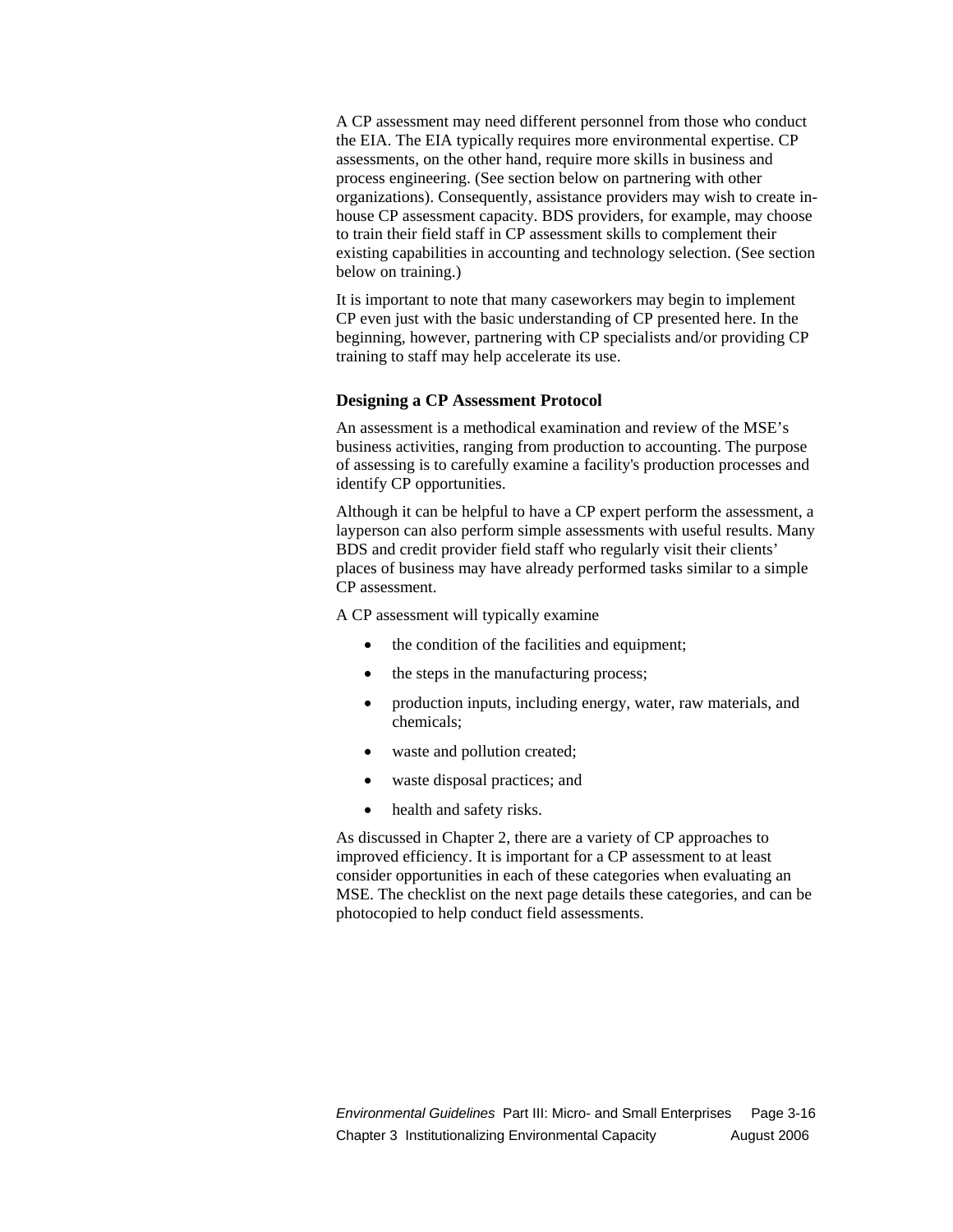A CP assessment may need different personnel from those who conduct the EIA. The EIA typically requires more environmental expertise. CP assessments, on the other hand, require more skills in business and process engineering. (See section below on partnering with other organizations). Consequently, assistance providers may wish to create in-house CP assessment capacity. BDS providers, for example, may choose to train their field staff in CP assessment skills to complement their existing capabilities in accounting and technology selection. (See section below on training.)

It is important to note that many caseworkers may begin to implement CP even just with the basic understanding of CP presented here. In the beginning, however, partnering with CP specialists and/or providing CP training to staff may help accelerate its use.

### Designing a CP Assessment Protocol

An assessment is a methodical examination and review of the MSE's business activities, ranging from production to accounting. The purpose of assessing is to carefully examine a facility's production processes and identify CP opportunities.

Although it can be helpful to have a CP expert perform the assessment, a layperson can also perform simple assessments with useful results. Many BDS and credit provider field staff who regularly visit their clients' places of business may have already performed tasks similar to a simple CP assessment.

A CP assessment will typically examine

- the condition of the facilities and equipment;
- the steps in the manufacturing process;
- production inputs, including energy, water, raw materials, and chemicals;
- waste and pollution created;
- waste disposal practices; and
- health and safety risks.

As discussed in Chapter 2, there are a variety of CP approaches to improved efficiency. It is important for a CP assessment to at least consider opportunities in each of these categories when evaluating an MSE. The checklist on the next page details these categories, and can be photocopied to help conduct field assessments.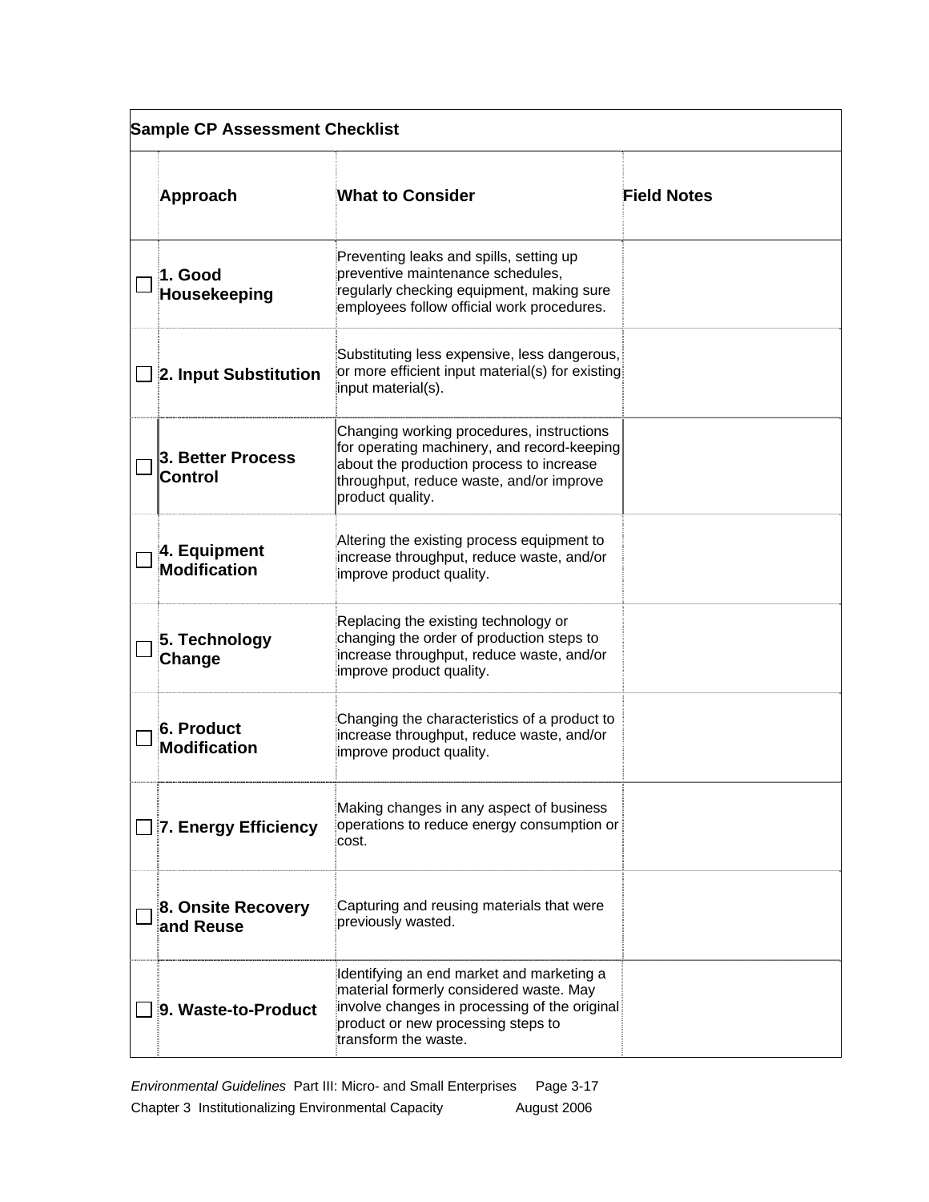**Sample CP Assessment Checklist**

| | Approach | What to Consider | Field Notes |
|---|---|---|---|
| ☐ | **1. Good Housekeeping** | Preventing leaks and spills, setting up preventive maintenance schedules, regularly checking equipment, making sure employees follow official work procedures. | |
| ☐ | **2. Input Substitution** | Substituting less expensive, less dangerous, or more efficient input material(s) for existing input material(s). | |
| ☐ | **3. Better Process Control** | Changing working procedures, instructions for operating machinery, and record-keeping about the production process to increase throughput, reduce waste, and/or improve product quality. | |
| ☐ | **4. Equipment Modification** | Altering the existing process equipment to increase throughput, reduce waste, and/or improve product quality. | |
| ☐ | **5. Technology Change** | Replacing the existing technology or changing the order of production steps to increase throughput, reduce waste, and/or improve product quality. | |
| ☐ | **6. Product Modification** | Changing the characteristics of a product to increase throughput, reduce waste, and/or improve product quality. | |
| ☐ | **7. Energy Efficiency** | Making changes in any aspect of business operations to reduce energy consumption or cost. | |
| ☐ | **8. Onsite Recovery and Reuse** | Capturing and reusing materials that were previously wasted. | |
| ☐ | **9. Waste-to-Product** | Identifying an end market and marketing a material formerly considered waste. May involve changes in processing of the original product or new processing steps to transform the waste. | |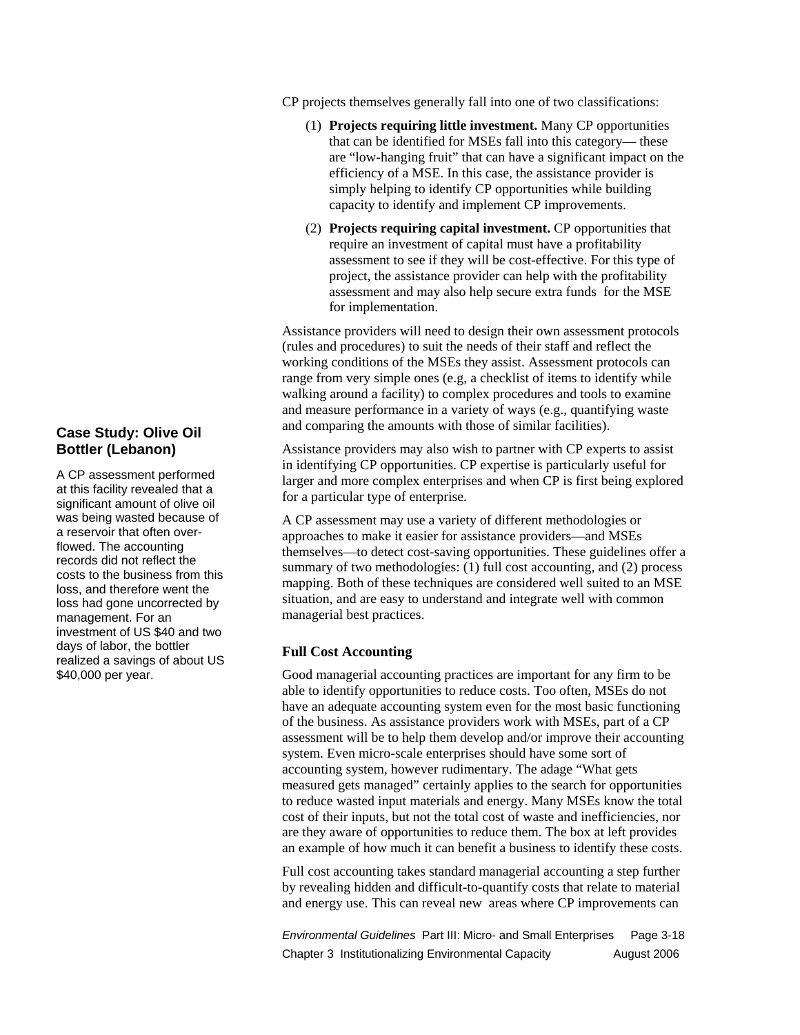CP projects themselves generally fall into one of two classifications:

(1) **Projects requiring little investment.** Many CP opportunities that can be identified for MSEs fall into this category— these are "low-hanging fruit" that can have a significant impact on the efficiency of a MSE. In this case, the assistance provider is simply helping to identify CP opportunities while building capacity to identify and implement CP improvements.

(2) **Projects requiring capital investment.** CP opportunities that require an investment of capital must have a profitability assessment to see if they will be cost-effective. For this type of project, the assistance provider can help with the profitability assessment and may also help secure extra funds for the MSE for implementation.

Assistance providers will need to design their own assessment protocols (rules and procedures) to suit the needs of their staff and reflect the working conditions of the MSEs they assist. Assessment protocols can range from very simple ones (e.g, a checklist of items to identify while walking around a facility) to complex procedures and tools to examine and measure performance in a variety of ways (e.g., quantifying waste and comparing the amounts with those of similar facilities).

Assistance providers may also wish to partner with CP experts to assist in identifying CP opportunities. CP expertise is particularly useful for larger and more complex enterprises and when CP is first being explored for a particular type of enterprise.

A CP assessment may use a variety of different methodologies or approaches to make it easier for assistance providers—and MSEs themselves—to detect cost-saving opportunities. These guidelines offer a summary of two methodologies: (1) full cost accounting, and (2) process mapping. Both of these techniques are considered well suited to an MSE situation, and are easy to understand and integrate well with common managerial best practices.

### Case Study: Olive Oil Bottler (Lebanon)

A CP assessment performed at this facility revealed that a significant amount of olive oil was being wasted because of a reservoir that often over-flowed. The accounting records did not reflect the costs to the business from this loss, and therefore went the loss had gone uncorrected by management. For an investment of US $40 and two days of labor, the bottler realized a savings of about US $40,000 per year.

### Full Cost Accounting

Good managerial accounting practices are important for any firm to be able to identify opportunities to reduce costs. Too often, MSEs do not have an adequate accounting system even for the most basic functioning of the business. As assistance providers work with MSEs, part of a CP assessment will be to help them develop and/or improve their accounting system. Even micro-scale enterprises should have some sort of accounting system, however rudimentary. The adage "What gets measured gets managed" certainly applies to the search for opportunities to reduce wasted input materials and energy. Many MSEs know the total cost of their inputs, but not the total cost of waste and inefficiencies, nor are they aware of opportunities to reduce them. The box at left provides an example of how much it can benefit a business to identify these costs.

Full cost accounting takes standard managerial accounting a step further by revealing hidden and difficult-to-quantify costs that relate to material and energy use. This can reveal new areas where CP improvements can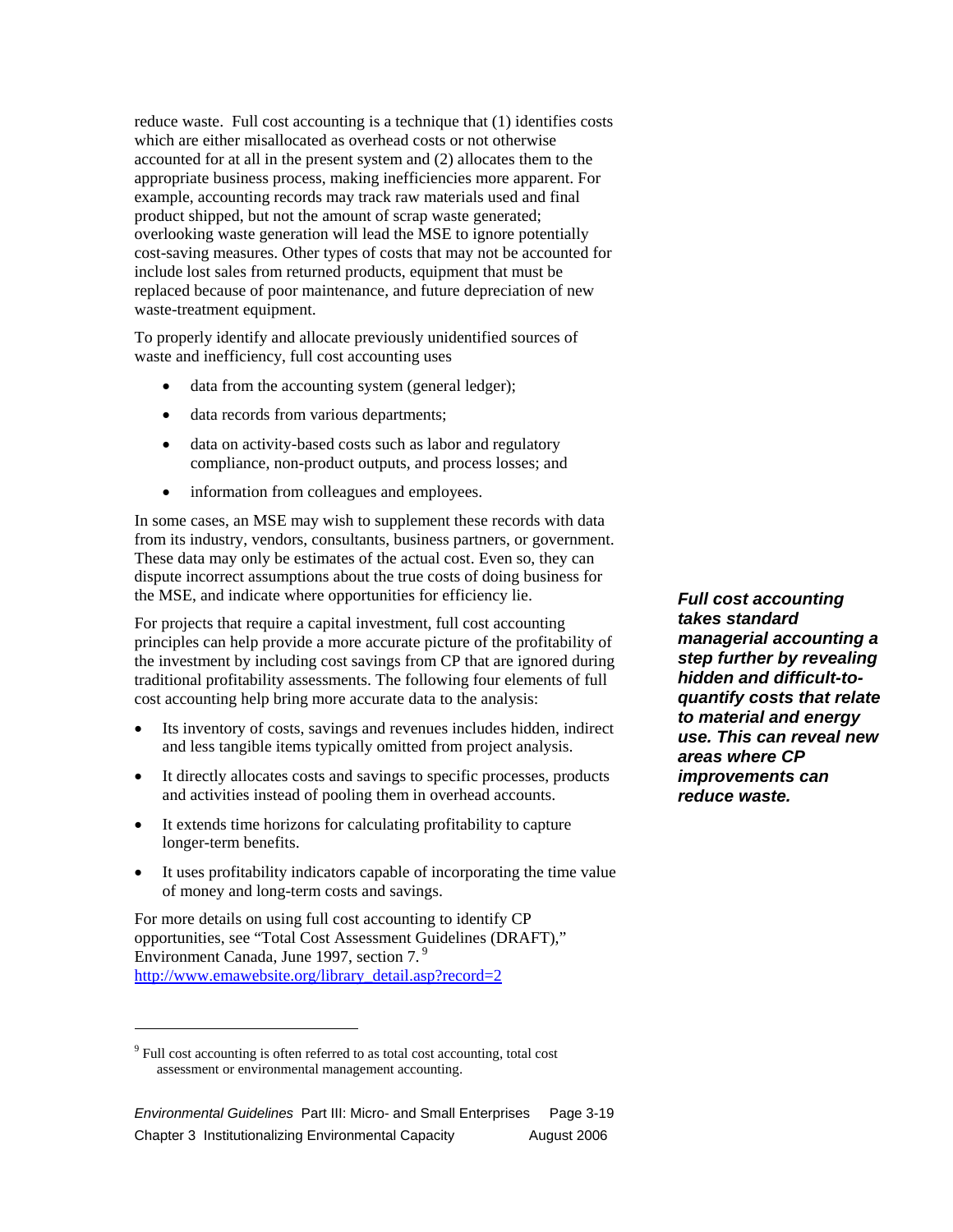reduce waste. Full cost accounting is a technique that (1) identifies costs which are either misallocated as overhead costs or not otherwise accounted for at all in the present system and (2) allocates them to the appropriate business process, making inefficiencies more apparent. For example, accounting records may track raw materials used and final product shipped, but not the amount of scrap waste generated; overlooking waste generation will lead the MSE to ignore potentially cost-saving measures. Other types of costs that may not be accounted for include lost sales from returned products, equipment that must be replaced because of poor maintenance, and future depreciation of new waste-treatment equipment.

To properly identify and allocate previously unidentified sources of waste and inefficiency, full cost accounting uses

- data from the accounting system (general ledger);
- data records from various departments;
- data on activity-based costs such as labor and regulatory compliance, non-product outputs, and process losses; and
- information from colleagues and employees.

In some cases, an MSE may wish to supplement these records with data from its industry, vendors, consultants, business partners, or government. These data may only be estimates of the actual cost. Even so, they can dispute incorrect assumptions about the true costs of doing business for the MSE, and indicate where opportunities for efficiency lie.

***Full cost accounting takes standard managerial accounting a step further by revealing hidden and difficult-to-quantify costs that relate to material and energy use. This can reveal new areas where CP improvements can reduce waste.***

For projects that require a capital investment, full cost accounting principles can help provide a more accurate picture of the profitability of the investment by including cost savings from CP that are ignored during traditional profitability assessments. The following four elements of full cost accounting help bring more accurate data to the analysis:

- Its inventory of costs, savings and revenues includes hidden, indirect and less tangible items typically omitted from project analysis.
- It directly allocates costs and savings to specific processes, products and activities instead of pooling them in overhead accounts.
- It extends time horizons for calculating profitability to capture longer-term benefits.
- It uses profitability indicators capable of incorporating the time value of money and long-term costs and savings.

For more details on using full cost accounting to identify CP opportunities, see "Total Cost Assessment Guidelines (DRAFT)," Environment Canada, June 1997, section 7.[9]
http://www.emawebsite.org/library_detail.asp?record=2

[9] Full cost accounting is often referred to as total cost accounting, total cost assessment or environmental management accounting.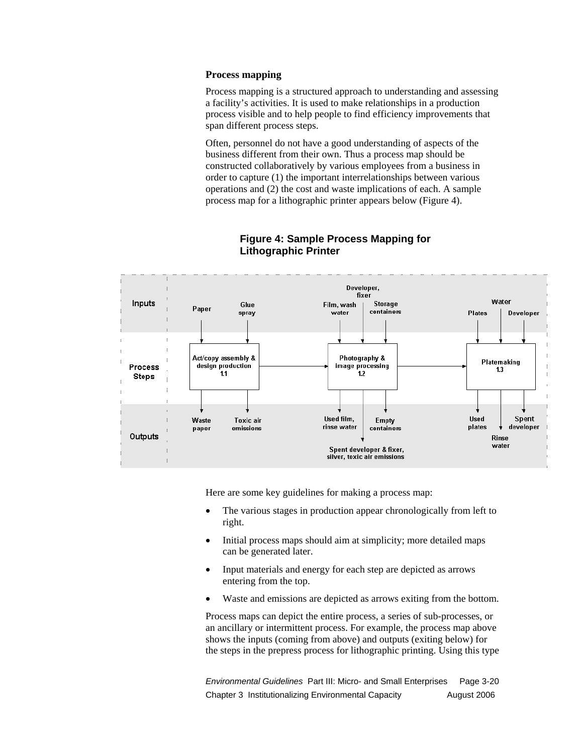### Process mapping

Process mapping is a structured approach to understanding and assessing a facility's activities. It is used to make relationships in a production process visible and to help people to find efficiency improvements that span different process steps.

Often, personnel do not have a good understanding of aspects of the business different from their own. Thus a process map should be constructed collaboratively by various employees from a business in order to capture (1) the important interrelationships between various operations and (2) the cost and waste implications of each. A sample process map for a lithographic printer appears below (Figure 4).

**Figure 4: Sample Process Mapping for Lithographic Printer**

| | | | |
|---|---|---|---|
| **Inputs** | Paper; Glue spray | Film, wash water; Developer, fixer; Storage containers | Plates; Water; Developer |
| **Process Steps** | Act/copy assembly & design production 1.1 | Photography & image processing 1.2 | Platemaking 1.3 |
| **Outputs** | Waste paper; Toxic air emissions | Used film, rinse water; Spent developer & fixer, silver, toxic air emissions; Empty containers | Used plates; Rinse water; Spent developer |

Here are some key guidelines for making a process map:

- The various stages in production appear chronologically from left to right.
- Initial process maps should aim at simplicity; more detailed maps can be generated later.
- Input materials and energy for each step are depicted as arrows entering from the top.
- Waste and emissions are depicted as arrows exiting from the bottom.

Process maps can depict the entire process, a series of sub-processes, or an ancillary or intermittent process. For example, the process map above shows the inputs (coming from above) and outputs (exiting below) for the steps in the prepress process for lithographic printing. Using this type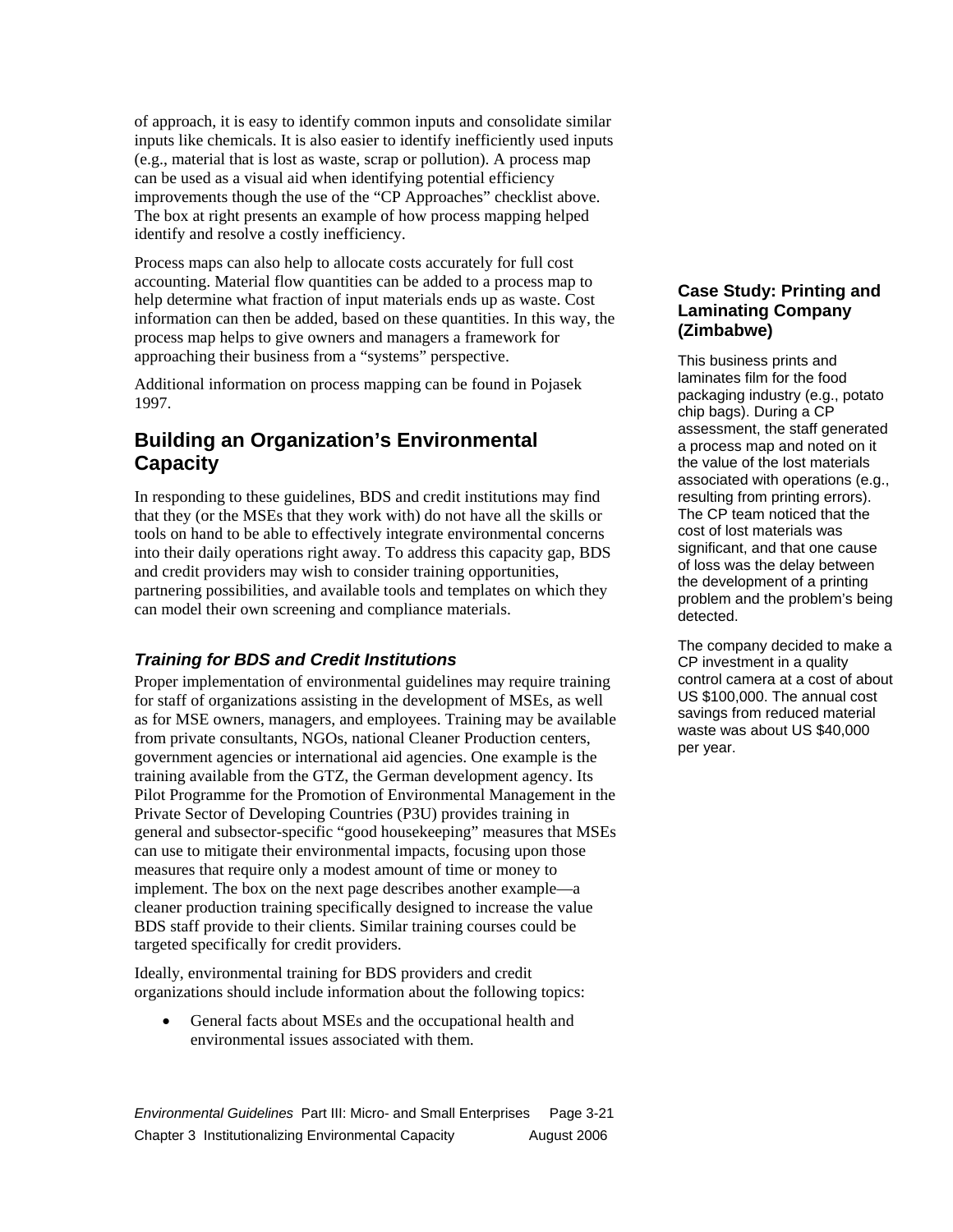of approach, it is easy to identify common inputs and consolidate similar inputs like chemicals. It is also easier to identify inefficiently used inputs (e.g., material that is lost as waste, scrap or pollution). A process map can be used as a visual aid when identifying potential efficiency improvements though the use of the "CP Approaches" checklist above. The box at right presents an example of how process mapping helped identify and resolve a costly inefficiency.

Process maps can also help to allocate costs accurately for full cost accounting. Material flow quantities can be added to a process map to help determine what fraction of input materials ends up as waste. Cost information can then be added, based on these quantities. In this way, the process map helps to give owners and managers a framework for approaching their business from a "systems" perspective.

Additional information on process mapping can be found in Pojasek 1997.

> **Case Study: Printing and Laminating Company (Zimbabwe)**
>
> This business prints and laminates film for the food packaging industry (e.g., potato chip bags). During a CP assessment, the staff generated a process map and noted on it the value of the lost materials associated with operations (e.g., resulting from printing errors). The CP team noticed that the cost of lost materials was significant, and that one cause of loss was the delay between the development of a printing problem and the problem's being detected.
>
> The company decided to make a CP investment in a quality control camera at a cost of about US $100,000. The annual cost savings from reduced material waste was about US $40,000 per year.

## Building an Organization's Environmental Capacity

In responding to these guidelines, BDS and credit institutions may find that they (or the MSEs that they work with) do not have all the skills or tools on hand to be able to effectively integrate environmental concerns into their daily operations right away. To address this capacity gap, BDS and credit providers may wish to consider training opportunities, partnering possibilities, and available tools and templates on which they can model their own screening and compliance materials.

### *Training for BDS and Credit Institutions*

Proper implementation of environmental guidelines may require training for staff of organizations assisting in the development of MSEs, as well as for MSE owners, managers, and employees. Training may be available from private consultants, NGOs, national Cleaner Production centers, government agencies or international aid agencies. One example is the training available from the GTZ, the German development agency. Its Pilot Programme for the Promotion of Environmental Management in the Private Sector of Developing Countries (P3U) provides training in general and subsector-specific "good housekeeping" measures that MSEs can use to mitigate their environmental impacts, focusing upon those measures that require only a modest amount of time or money to implement. The box on the next page describes another example—a cleaner production training specifically designed to increase the value BDS staff provide to their clients. Similar training courses could be targeted specifically for credit providers.

Ideally, environmental training for BDS providers and credit organizations should include information about the following topics:

- General facts about MSEs and the occupational health and environmental issues associated with them.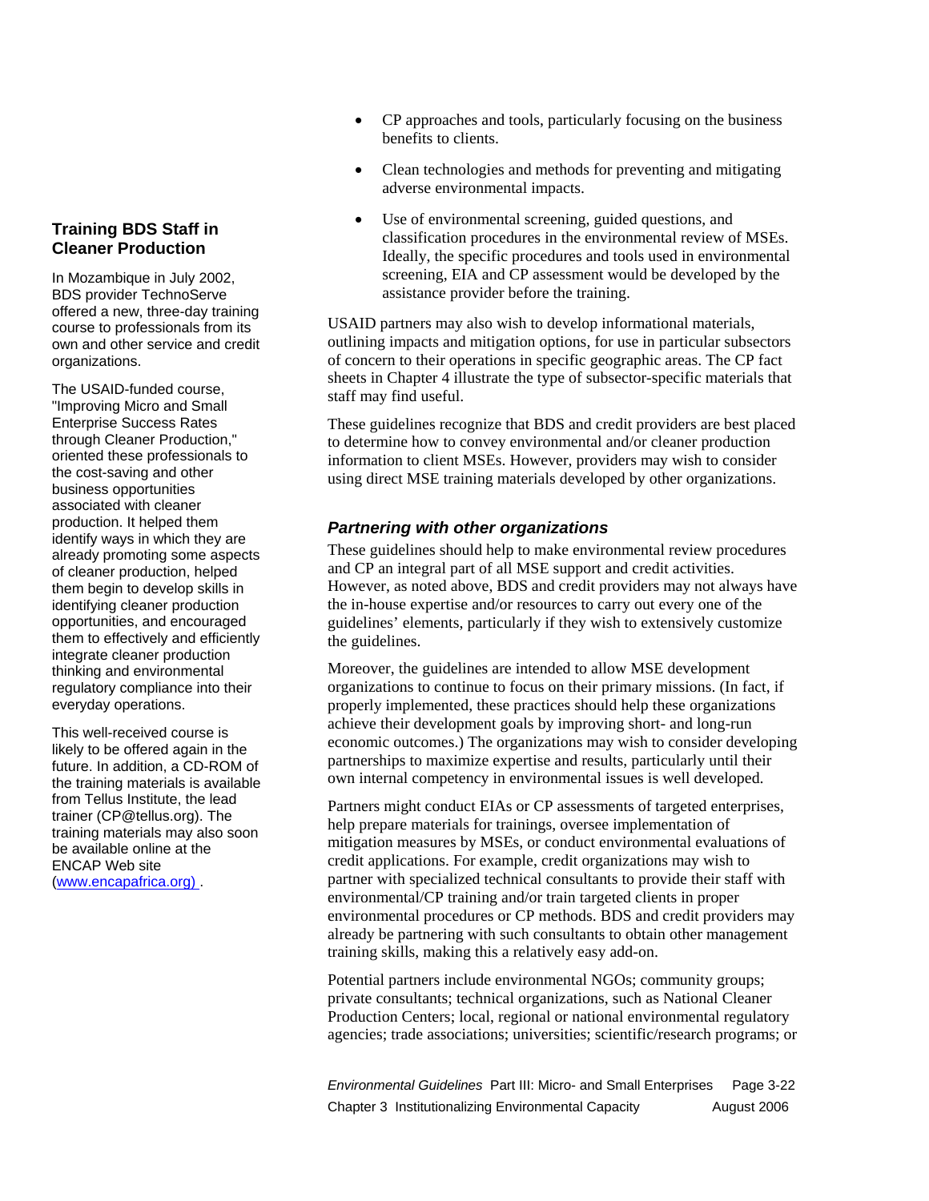- CP approaches and tools, particularly focusing on the business benefits to clients.
- Clean technologies and methods for preventing and mitigating adverse environmental impacts.
- Use of environmental screening, guided questions, and classification procedures in the environmental review of MSEs. Ideally, the specific procedures and tools used in environmental screening, EIA and CP assessment would be developed by the assistance provider before the training.

USAID partners may also wish to develop informational materials, outlining impacts and mitigation options, for use in particular subsectors of concern to their operations in specific geographic areas. The CP fact sheets in Chapter 4 illustrate the type of subsector-specific materials that staff may find useful.

These guidelines recognize that BDS and credit providers are best placed to determine how to convey environmental and/or cleaner production information to client MSEs. However, providers may wish to consider using direct MSE training materials developed by other organizations.

### Training BDS Staff in Cleaner Production

In Mozambique in July 2002, BDS provider TechnoServe offered a new, three-day training course to professionals from its own and other service and credit organizations.

The USAID-funded course, "Improving Micro and Small Enterprise Success Rates through Cleaner Production," oriented these professionals to the cost-saving and other business opportunities associated with cleaner production. It helped them identify ways in which they are already promoting some aspects of cleaner production, helped them begin to develop skills in identifying cleaner production opportunities, and encouraged them to effectively and efficiently integrate cleaner production thinking and environmental regulatory compliance into their everyday operations.

This well-received course is likely to be offered again in the future. In addition, a CD-ROM of the training materials is available from Tellus Institute, the lead trainer (CP@tellus.org). The training materials may also soon be available online at the ENCAP Web site (www.encapafrica.org) .

### *Partnering with other organizations*

These guidelines should help to make environmental review procedures and CP an integral part of all MSE support and credit activities. However, as noted above, BDS and credit providers may not always have the in-house expertise and/or resources to carry out every one of the guidelines' elements, particularly if they wish to extensively customize the guidelines.

Moreover, the guidelines are intended to allow MSE development organizations to continue to focus on their primary missions. (In fact, if properly implemented, these practices should help these organizations achieve their development goals by improving short- and long-run economic outcomes.) The organizations may wish to consider developing partnerships to maximize expertise and results, particularly until their own internal competency in environmental issues is well developed.

Partners might conduct EIAs or CP assessments of targeted enterprises, help prepare materials for trainings, oversee implementation of mitigation measures by MSEs, or conduct environmental evaluations of credit applications. For example, credit organizations may wish to partner with specialized technical consultants to provide their staff with environmental/CP training and/or train targeted clients in proper environmental procedures or CP methods. BDS and credit providers may already be partnering with such consultants to obtain other management training skills, making this a relatively easy add-on.

Potential partners include environmental NGOs; community groups; private consultants; technical organizations, such as National Cleaner Production Centers; local, regional or national environmental regulatory agencies; trade associations; universities; scientific/research programs; or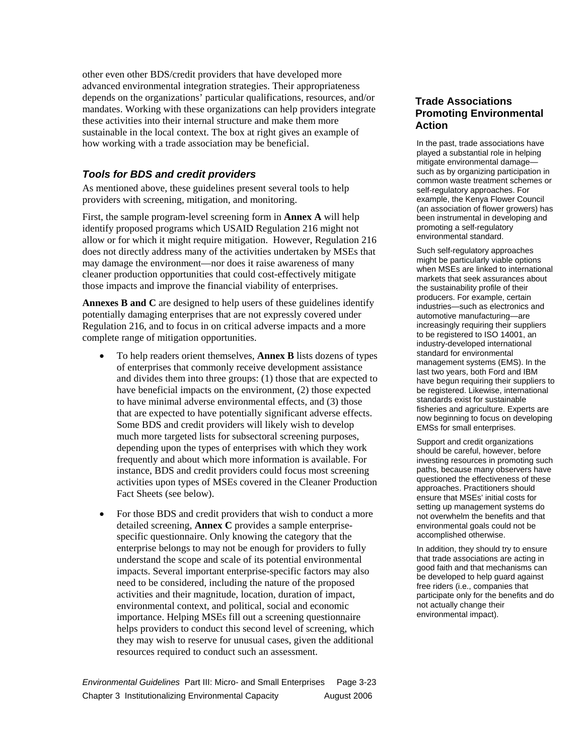other even other BDS/credit providers that have developed more advanced environmental integration strategies. Their appropriateness depends on the organizations' particular qualifications, resources, and/or mandates. Working with these organizations can help providers integrate these activities into their internal structure and make them more sustainable in the local context. The box at right gives an example of how working with a trade association may be beneficial.

### *Tools for BDS and credit providers*

As mentioned above, these guidelines present several tools to help providers with screening, mitigation, and monitoring.

First, the sample program-level screening form in **Annex A** will help identify proposed programs which USAID Regulation 216 might not allow or for which it might require mitigation. However, Regulation 216 does not directly address many of the activities undertaken by MSEs that may damage the environment—nor does it raise awareness of many cleaner production opportunities that could cost-effectively mitigate those impacts and improve the financial viability of enterprises.

**Annexes B and C** are designed to help users of these guidelines identify potentially damaging enterprises that are not expressly covered under Regulation 216, and to focus in on critical adverse impacts and a more complete range of mitigation opportunities.

- To help readers orient themselves, **Annex B** lists dozens of types of enterprises that commonly receive development assistance and divides them into three groups: (1) those that are expected to have beneficial impacts on the environment, (2) those expected to have minimal adverse environmental effects, and (3) those that are expected to have potentially significant adverse effects. Some BDS and credit providers will likely wish to develop much more targeted lists for subsectoral screening purposes, depending upon the types of enterprises with which they work frequently and about which more information is available. For instance, BDS and credit providers could focus most screening activities upon types of MSEs covered in the Cleaner Production Fact Sheets (see below).
- For those BDS and credit providers that wish to conduct a more detailed screening, **Annex C** provides a sample enterprise-specific questionnaire. Only knowing the category that the enterprise belongs to may not be enough for providers to fully understand the scope and scale of its potential environmental impacts. Several important enterprise-specific factors may also need to be considered, including the nature of the proposed activities and their magnitude, location, duration of impact, environmental context, and political, social and economic importance. Helping MSEs fill out a screening questionnaire helps providers to conduct this second level of screening, which they may wish to reserve for unusual cases, given the additional resources required to conduct such an assessment.

### Trade Associations Promoting Environmental Action

In the past, trade associations have played a substantial role in helping mitigate environmental damage—such as by organizing participation in common waste treatment schemes or self-regulatory approaches. For example, the Kenya Flower Council (an association of flower growers) has been instrumental in developing and promoting a self-regulatory environmental standard.

Such self-regulatory approaches might be particularly viable options when MSEs are linked to international markets that seek assurances about the sustainability profile of their producers. For example, certain industries—such as electronics and automotive manufacturing—are increasingly requiring their suppliers to be registered to ISO 14001, an industry-developed international standard for environmental management systems (EMS). In the last two years, both Ford and IBM have begun requiring their suppliers to be registered. Likewise, international standards exist for sustainable fisheries and agriculture. Experts are now beginning to focus on developing EMSs for small enterprises.

Support and credit organizations should be careful, however, before investing resources in promoting such paths, because many observers have questioned the effectiveness of these approaches. Practitioners should ensure that MSEs' initial costs for setting up management systems do not overwhelm the benefits and that environmental goals could not be accomplished otherwise.

In addition, they should try to ensure that trade associations are acting in good faith and that mechanisms can be developed to help guard against free riders (i.e., companies that participate only for the benefits and do not actually change their environmental impact).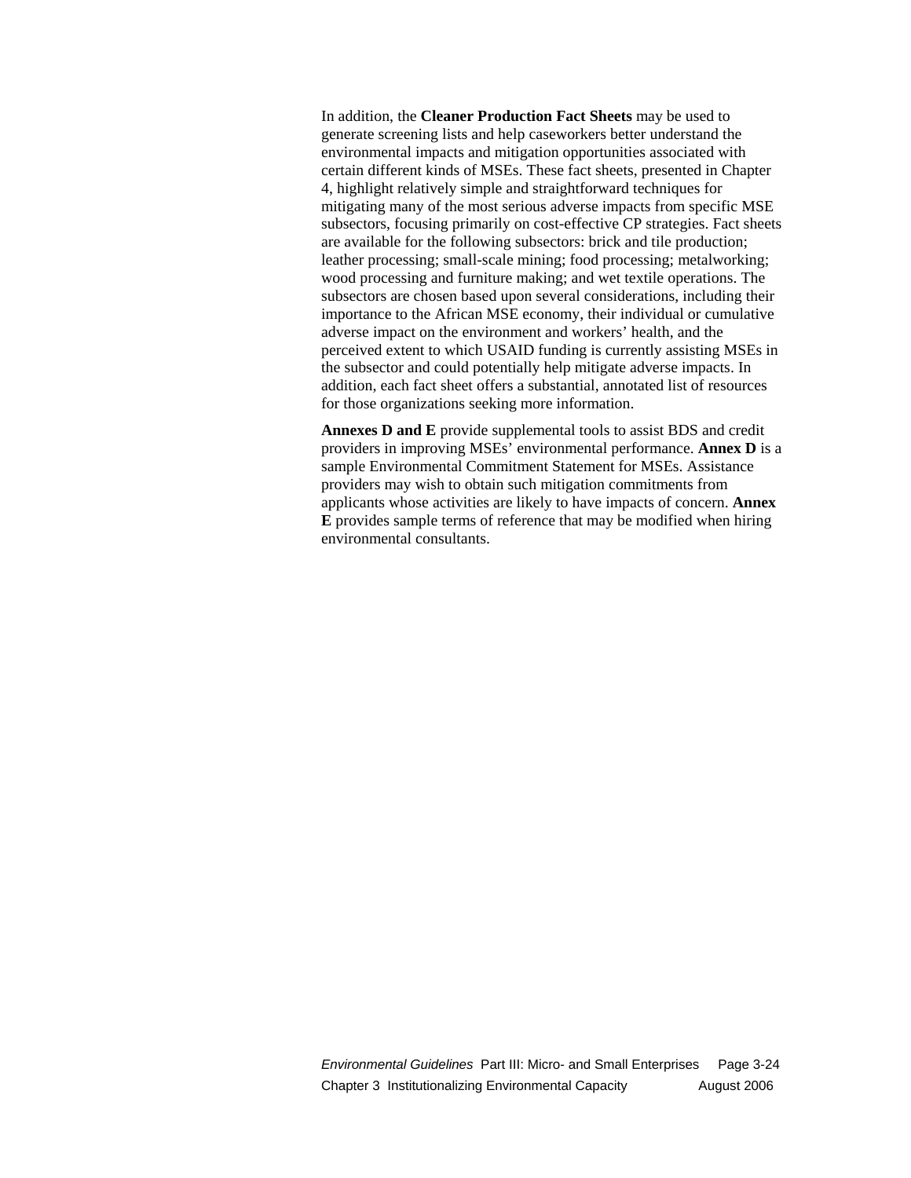In addition, the **Cleaner Production Fact Sheets** may be used to generate screening lists and help caseworkers better understand the environmental impacts and mitigation opportunities associated with certain different kinds of MSEs. These fact sheets, presented in Chapter 4, highlight relatively simple and straightforward techniques for mitigating many of the most serious adverse impacts from specific MSE subsectors, focusing primarily on cost-effective CP strategies. Fact sheets are available for the following subsectors: brick and tile production; leather processing; small-scale mining; food processing; metalworking; wood processing and furniture making; and wet textile operations. The subsectors are chosen based upon several considerations, including their importance to the African MSE economy, their individual or cumulative adverse impact on the environment and workers' health, and the perceived extent to which USAID funding is currently assisting MSEs in the subsector and could potentially help mitigate adverse impacts. In addition, each fact sheet offers a substantial, annotated list of resources for those organizations seeking more information.

**Annexes D and E** provide supplemental tools to assist BDS and credit providers in improving MSEs' environmental performance. **Annex D** is a sample Environmental Commitment Statement for MSEs. Assistance providers may wish to obtain such mitigation commitments from applicants whose activities are likely to have impacts of concern. **Annex E** provides sample terms of reference that may be modified when hiring environmental consultants.